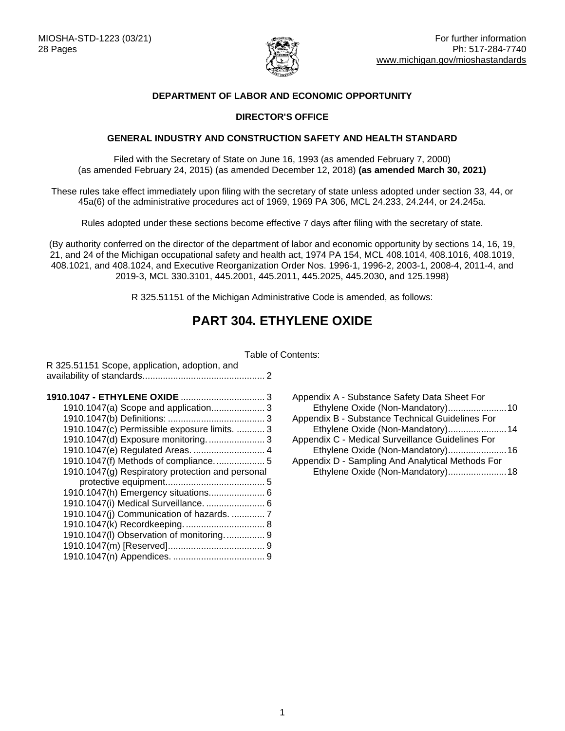MIOSHA-STD-1223 (03/21)
28 Pages

For further information
Ph: 517-284-7740
www.michigan.gov/mioshastandards

**DEPARTMENT OF LABOR AND ECONOMIC OPPORTUNITY**

**DIRECTOR'S OFFICE**

**GENERAL INDUSTRY AND CONSTRUCTION SAFETY AND HEALTH STANDARD**

Filed with the Secretary of State on June 16, 1993 (as amended February 7, 2000) (as amended February 24, 2015) (as amended December 12, 2018) **(as amended March 30, 2021)**

These rules take effect immediately upon filing with the secretary of state unless adopted under section 33, 44, or 45a(6) of the administrative procedures act of 1969, 1969 PA 306, MCL 24.233, 24.244, or 24.245a.

Rules adopted under these sections become effective 7 days after filing with the secretary of state.

(By authority conferred on the director of the department of labor and economic opportunity by sections 14, 16, 19, 21, and 24 of the Michigan occupational safety and health act, 1974 PA 154, MCL 408.1014, 408.1016, 408.1019, 408.1021, and 408.1024, and Executive Reorganization Order Nos. 1996-1, 1996-2, 2003-1, 2008-4, 2011-4, and 2019-3, MCL 330.3101, 445.2001, 445.2011, 445.2025, 445.2030, and 125.1998)

R 325.51151 of the Michigan Administrative Code is amended, as follows:

# PART 304. ETHYLENE OXIDE

Table of Contents:

R 325.51151 Scope, application, adoption, and availability of standards ... 2

**1910.1047 - ETHYLENE OXIDE** ... 3
- 1910.1047(a) Scope and application ... 3
- 1910.1047(b) Definitions: ... 3
- 1910.1047(c) Permissible exposure limits. ... 3
- 1910.1047(d) Exposure monitoring. ... 3
- 1910.1047(e) Regulated Areas. ... 4
- 1910.1047(f) Methods of compliance. ... 5
- 1910.1047(g) Respiratory protection and personal protective equipment ... 5
- 1910.1047(h) Emergency situations ... 6
- 1910.1047(i) Medical Surveillance. ... 6
- 1910.1047(j) Communication of hazards. ... 7
- 1910.1047(k) Recordkeeping. ... 8
- 1910.1047(l) Observation of monitoring. ... 9
- 1910.1047(m) [Reserved] ... 9
- 1910.1047(n) Appendices. ... 9

Appendix A - Substance Safety Data Sheet For Ethylene Oxide (Non-Mandatory) ... 10
Appendix B - Substance Technical Guidelines For Ethylene Oxide (Non-Mandatory) ... 14
Appendix C - Medical Surveillance Guidelines For Ethylene Oxide (Non-Mandatory) ... 16
Appendix D - Sampling And Analytical Methods For Ethylene Oxide (Non-Mandatory) ... 18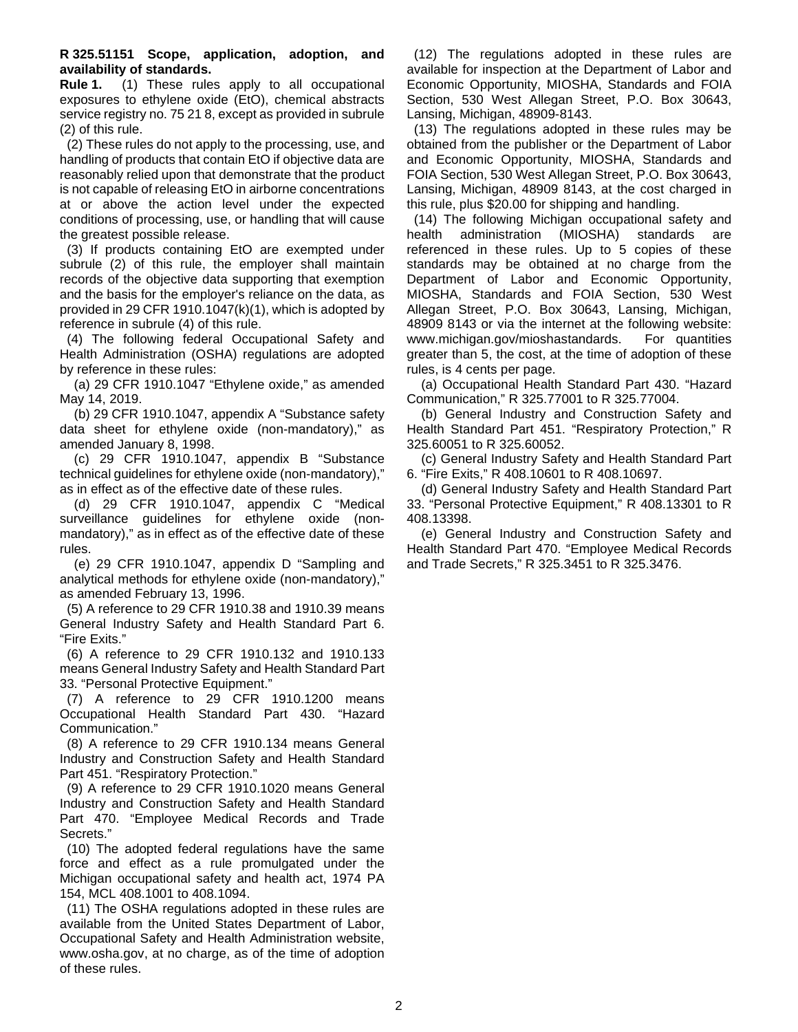**R 325.51151 Scope, application, adoption, and availability of standards.**

**Rule 1.** (1) These rules apply to all occupational exposures to ethylene oxide (EtO), chemical abstracts service registry no. 75 21 8, except as provided in subrule (2) of this rule.

(2) These rules do not apply to the processing, use, and handling of products that contain EtO if objective data are reasonably relied upon that demonstrate that the product is not capable of releasing EtO in airborne concentrations at or above the action level under the expected conditions of processing, use, or handling that will cause the greatest possible release.

(3) If products containing EtO are exempted under subrule (2) of this rule, the employer shall maintain records of the objective data supporting that exemption and the basis for the employer's reliance on the data, as provided in 29 CFR 1910.1047(k)(1), which is adopted by reference in subrule (4) of this rule.

(4) The following federal Occupational Safety and Health Administration (OSHA) regulations are adopted by reference in these rules:

(a) 29 CFR 1910.1047 "Ethylene oxide," as amended May 14, 2019.

(b) 29 CFR 1910.1047, appendix A "Substance safety data sheet for ethylene oxide (non-mandatory)," as amended January 8, 1998.

(c) 29 CFR 1910.1047, appendix B "Substance technical guidelines for ethylene oxide (non-mandatory)," as in effect as of the effective date of these rules.

(d) 29 CFR 1910.1047, appendix C "Medical surveillance guidelines for ethylene oxide (non-mandatory)," as in effect as of the effective date of these rules.

(e) 29 CFR 1910.1047, appendix D "Sampling and analytical methods for ethylene oxide (non-mandatory)," as amended February 13, 1996.

(5) A reference to 29 CFR 1910.38 and 1910.39 means General Industry Safety and Health Standard Part 6. "Fire Exits."

(6) A reference to 29 CFR 1910.132 and 1910.133 means General Industry Safety and Health Standard Part 33. "Personal Protective Equipment."

(7) A reference to 29 CFR 1910.1200 means Occupational Health Standard Part 430. "Hazard Communication."

(8) A reference to 29 CFR 1910.134 means General Industry and Construction Safety and Health Standard Part 451. "Respiratory Protection."

(9) A reference to 29 CFR 1910.1020 means General Industry and Construction Safety and Health Standard Part 470. "Employee Medical Records and Trade Secrets."

(10) The adopted federal regulations have the same force and effect as a rule promulgated under the Michigan occupational safety and health act, 1974 PA 154, MCL 408.1001 to 408.1094.

(11) The OSHA regulations adopted in these rules are available from the United States Department of Labor, Occupational Safety and Health Administration website, www.osha.gov, at no charge, as of the time of adoption of these rules.

(12) The regulations adopted in these rules are available for inspection at the Department of Labor and Economic Opportunity, MIOSHA, Standards and FOIA Section, 530 West Allegan Street, P.O. Box 30643, Lansing, Michigan, 48909-8143.

(13) The regulations adopted in these rules may be obtained from the publisher or the Department of Labor and Economic Opportunity, MIOSHA, Standards and FOIA Section, 530 West Allegan Street, P.O. Box 30643, Lansing, Michigan, 48909 8143, at the cost charged in this rule, plus $20.00 for shipping and handling.

(14) The following Michigan occupational safety and health administration (MIOSHA) standards are referenced in these rules. Up to 5 copies of these standards may be obtained at no charge from the Department of Labor and Economic Opportunity, MIOSHA, Standards and FOIA Section, 530 West Allegan Street, P.O. Box 30643, Lansing, Michigan, 48909 8143 or via the internet at the following website: www.michigan.gov/mioshastandards. For quantities greater than 5, the cost, at the time of adoption of these rules, is 4 cents per page.

(a) Occupational Health Standard Part 430. "Hazard Communication," R 325.77001 to R 325.77004.

(b) General Industry and Construction Safety and Health Standard Part 451. "Respiratory Protection," R 325.60051 to R 325.60052.

(c) General Industry Safety and Health Standard Part 6. "Fire Exits," R 408.10601 to R 408.10697.

(d) General Industry Safety and Health Standard Part 33. "Personal Protective Equipment," R 408.13301 to R 408.13398.

(e) General Industry and Construction Safety and Health Standard Part 470. "Employee Medical Records and Trade Secrets," R 325.3451 to R 325.3476.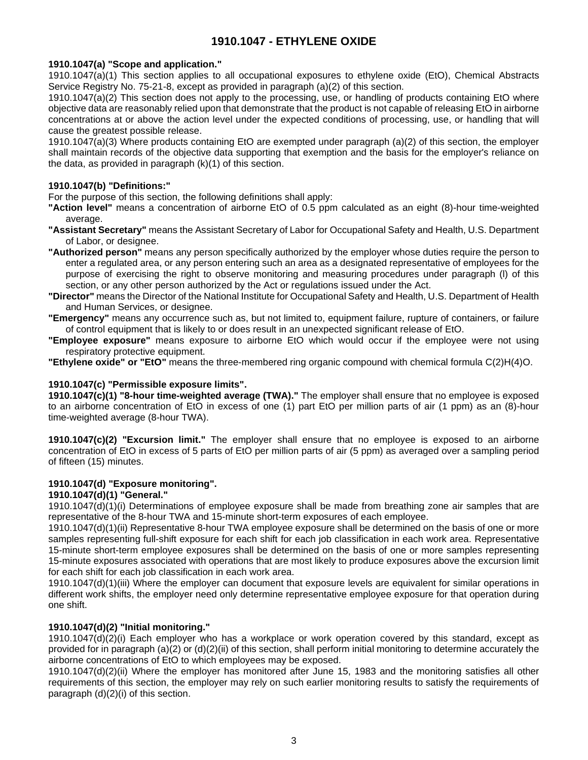# 1910.1047 - ETHYLENE OXIDE

**1910.1047(a) "Scope and application."**

1910.1047(a)(1) This section applies to all occupational exposures to ethylene oxide (EtO), Chemical Abstracts Service Registry No. 75-21-8, except as provided in paragraph (a)(2) of this section.

1910.1047(a)(2) This section does not apply to the processing, use, or handling of products containing EtO where objective data are reasonably relied upon that demonstrate that the product is not capable of releasing EtO in airborne concentrations at or above the action level under the expected conditions of processing, use, or handling that will cause the greatest possible release.

1910.1047(a)(3) Where products containing EtO are exempted under paragraph (a)(2) of this section, the employer shall maintain records of the objective data supporting that exemption and the basis for the employer's reliance on the data, as provided in paragraph (k)(1) of this section.

**1910.1047(b) "Definitions:"**

For the purpose of this section, the following definitions shall apply:

**"Action level"** means a concentration of airborne EtO of 0.5 ppm calculated as an eight (8)-hour time-weighted average.

**"Assistant Secretary"** means the Assistant Secretary of Labor for Occupational Safety and Health, U.S. Department of Labor, or designee.

**"Authorized person"** means any person specifically authorized by the employer whose duties require the person to enter a regulated area, or any person entering such an area as a designated representative of employees for the purpose of exercising the right to observe monitoring and measuring procedures under paragraph (l) of this section, or any other person authorized by the Act or regulations issued under the Act.

**"Director"** means the Director of the National Institute for Occupational Safety and Health, U.S. Department of Health and Human Services, or designee.

**"Emergency"** means any occurrence such as, but not limited to, equipment failure, rupture of containers, or failure of control equipment that is likely to or does result in an unexpected significant release of EtO.

**"Employee exposure"** means exposure to airborne EtO which would occur if the employee were not using respiratory protective equipment.

**"Ethylene oxide" or "EtO"** means the three-membered ring organic compound with chemical formula C(2)H(4)O.

**1910.1047(c) "Permissible exposure limits".**

**1910.1047(c)(1) "8-hour time-weighted average (TWA)."** The employer shall ensure that no employee is exposed to an airborne concentration of EtO in excess of one (1) part EtO per million parts of air (1 ppm) as an (8)-hour time-weighted average (8-hour TWA).

**1910.1047(c)(2) "Excursion limit."** The employer shall ensure that no employee is exposed to an airborne concentration of EtO in excess of 5 parts of EtO per million parts of air (5 ppm) as averaged over a sampling period of fifteen (15) minutes.

**1910.1047(d) "Exposure monitoring".**

**1910.1047(d)(1) "General."**

1910.1047(d)(1)(i) Determinations of employee exposure shall be made from breathing zone air samples that are representative of the 8-hour TWA and 15-minute short-term exposures of each employee.

1910.1047(d)(1)(ii) Representative 8-hour TWA employee exposure shall be determined on the basis of one or more samples representing full-shift exposure for each shift for each job classification in each work area. Representative 15-minute short-term employee exposures shall be determined on the basis of one or more samples representing 15-minute exposures associated with operations that are most likely to produce exposures above the excursion limit for each shift for each job classification in each work area.

1910.1047(d)(1)(iii) Where the employer can document that exposure levels are equivalent for similar operations in different work shifts, the employer need only determine representative employee exposure for that operation during one shift.

**1910.1047(d)(2) "Initial monitoring."**

1910.1047(d)(2)(i) Each employer who has a workplace or work operation covered by this standard, except as provided for in paragraph (a)(2) or (d)(2)(ii) of this section, shall perform initial monitoring to determine accurately the airborne concentrations of EtO to which employees may be exposed.

1910.1047(d)(2)(ii) Where the employer has monitored after June 15, 1983 and the monitoring satisfies all other requirements of this section, the employer may rely on such earlier monitoring results to satisfy the requirements of paragraph (d)(2)(i) of this section.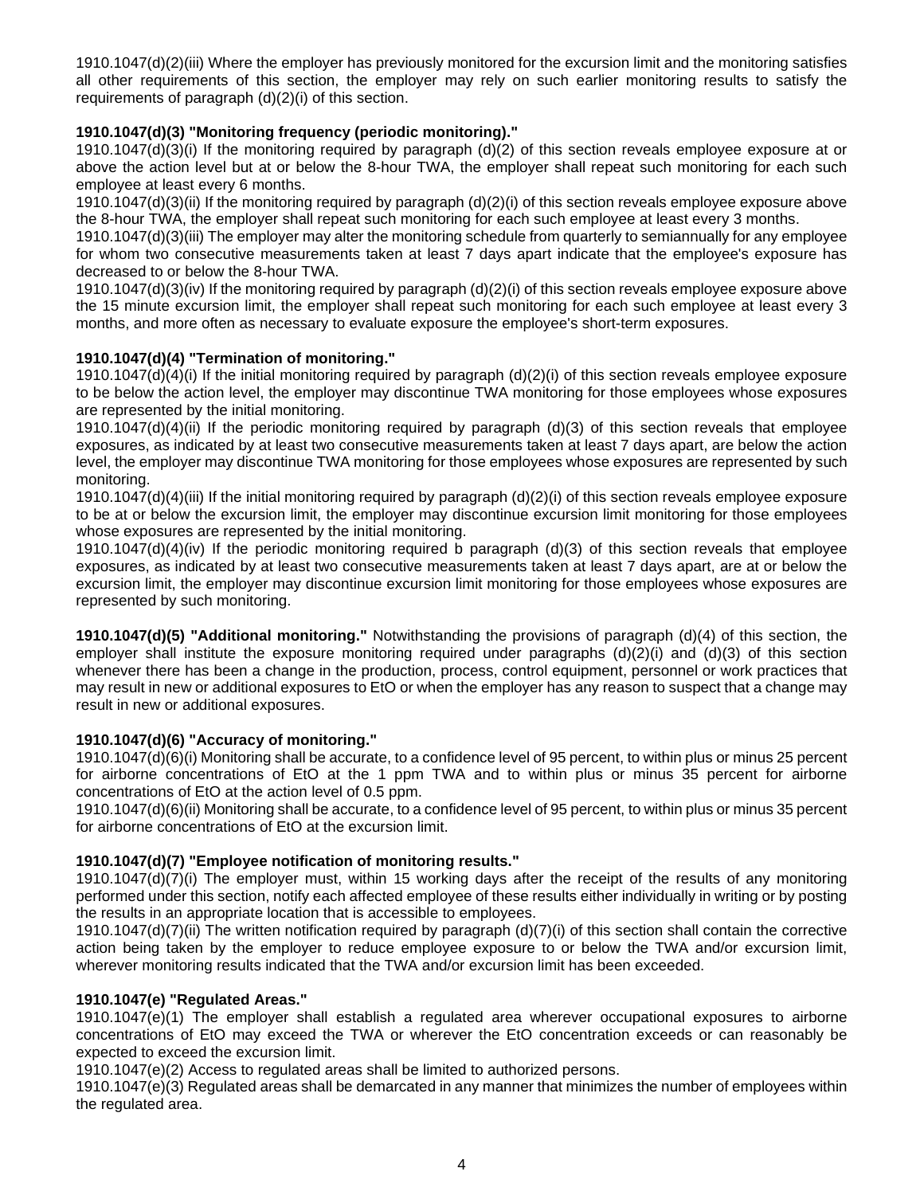1910.1047(d)(2)(iii) Where the employer has previously monitored for the excursion limit and the monitoring satisfies all other requirements of this section, the employer may rely on such earlier monitoring results to satisfy the requirements of paragraph (d)(2)(i) of this section.

**1910.1047(d)(3) "Monitoring frequency (periodic monitoring)."**

1910.1047(d)(3)(i) If the monitoring required by paragraph (d)(2) of this section reveals employee exposure at or above the action level but at or below the 8-hour TWA, the employer shall repeat such monitoring for each such employee at least every 6 months.

1910.1047(d)(3)(ii) If the monitoring required by paragraph (d)(2)(i) of this section reveals employee exposure above the 8-hour TWA, the employer shall repeat such monitoring for each such employee at least every 3 months.

1910.1047(d)(3)(iii) The employer may alter the monitoring schedule from quarterly to semiannually for any employee for whom two consecutive measurements taken at least 7 days apart indicate that the employee's exposure has decreased to or below the 8-hour TWA.

1910.1047(d)(3)(iv) If the monitoring required by paragraph (d)(2)(i) of this section reveals employee exposure above the 15 minute excursion limit, the employer shall repeat such monitoring for each such employee at least every 3 months, and more often as necessary to evaluate exposure the employee's short-term exposures.

**1910.1047(d)(4) "Termination of monitoring."**

1910.1047(d)(4)(i) If the initial monitoring required by paragraph (d)(2)(i) of this section reveals employee exposure to be below the action level, the employer may discontinue TWA monitoring for those employees whose exposures are represented by the initial monitoring.

1910.1047(d)(4)(ii) If the periodic monitoring required by paragraph (d)(3) of this section reveals that employee exposures, as indicated by at least two consecutive measurements taken at least 7 days apart, are below the action level, the employer may discontinue TWA monitoring for those employees whose exposures are represented by such monitoring.

1910.1047(d)(4)(iii) If the initial monitoring required by paragraph (d)(2)(i) of this section reveals employee exposure to be at or below the excursion limit, the employer may discontinue excursion limit monitoring for those employees whose exposures are represented by the initial monitoring.

1910.1047(d)(4)(iv) If the periodic monitoring required b paragraph (d)(3) of this section reveals that employee exposures, as indicated by at least two consecutive measurements taken at least 7 days apart, are at or below the excursion limit, the employer may discontinue excursion limit monitoring for those employees whose exposures are represented by such monitoring.

**1910.1047(d)(5) "Additional monitoring."** Notwithstanding the provisions of paragraph (d)(4) of this section, the employer shall institute the exposure monitoring required under paragraphs (d)(2)(i) and (d)(3) of this section whenever there has been a change in the production, process, control equipment, personnel or work practices that may result in new or additional exposures to EtO or when the employer has any reason to suspect that a change may result in new or additional exposures.

**1910.1047(d)(6) "Accuracy of monitoring."**

1910.1047(d)(6)(i) Monitoring shall be accurate, to a confidence level of 95 percent, to within plus or minus 25 percent for airborne concentrations of EtO at the 1 ppm TWA and to within plus or minus 35 percent for airborne concentrations of EtO at the action level of 0.5 ppm.

1910.1047(d)(6)(ii) Monitoring shall be accurate, to a confidence level of 95 percent, to within plus or minus 35 percent for airborne concentrations of EtO at the excursion limit.

**1910.1047(d)(7) "Employee notification of monitoring results."**

1910.1047(d)(7)(i) The employer must, within 15 working days after the receipt of the results of any monitoring performed under this section, notify each affected employee of these results either individually in writing or by posting the results in an appropriate location that is accessible to employees.

1910.1047(d)(7)(ii) The written notification required by paragraph (d)(7)(i) of this section shall contain the corrective action being taken by the employer to reduce employee exposure to or below the TWA and/or excursion limit, wherever monitoring results indicated that the TWA and/or excursion limit has been exceeded.

**1910.1047(e) "Regulated Areas."**

1910.1047(e)(1) The employer shall establish a regulated area wherever occupational exposures to airborne concentrations of EtO may exceed the TWA or wherever the EtO concentration exceeds or can reasonably be expected to exceed the excursion limit.

1910.1047(e)(2) Access to regulated areas shall be limited to authorized persons.

1910.1047(e)(3) Regulated areas shall be demarcated in any manner that minimizes the number of employees within the regulated area.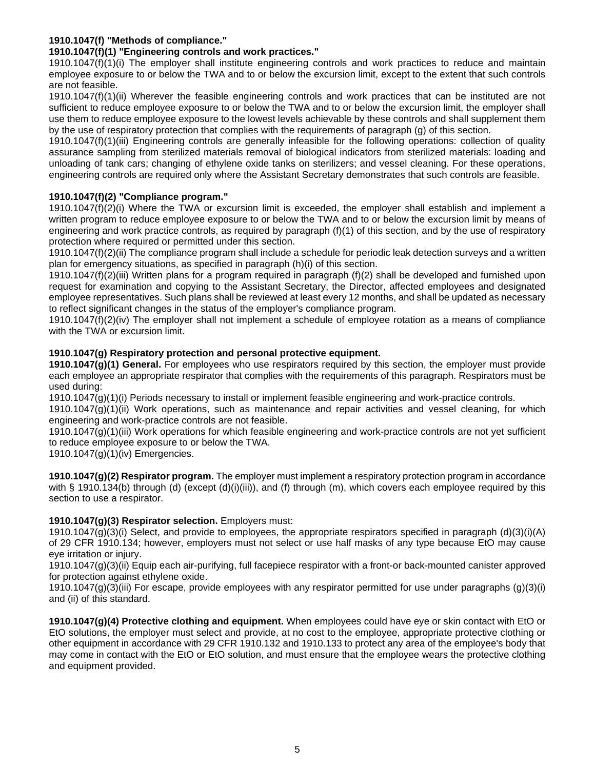**1910.1047(f) "Methods of compliance."**

**1910.1047(f)(1) "Engineering controls and work practices."**

1910.1047(f)(1)(i) The employer shall institute engineering controls and work practices to reduce and maintain employee exposure to or below the TWA and to or below the excursion limit, except to the extent that such controls are not feasible.

1910.1047(f)(1)(ii) Wherever the feasible engineering controls and work practices that can be instituted are not sufficient to reduce employee exposure to or below the TWA and to or below the excursion limit, the employer shall use them to reduce employee exposure to the lowest levels achievable by these controls and shall supplement them by the use of respiratory protection that complies with the requirements of paragraph (g) of this section.

1910.1047(f)(1)(iii) Engineering controls are generally infeasible for the following operations: collection of quality assurance sampling from sterilized materials removal of biological indicators from sterilized materials: loading and unloading of tank cars; changing of ethylene oxide tanks on sterilizers; and vessel cleaning. For these operations, engineering controls are required only where the Assistant Secretary demonstrates that such controls are feasible.

**1910.1047(f)(2) "Compliance program."**

1910.1047(f)(2)(i) Where the TWA or excursion limit is exceeded, the employer shall establish and implement a written program to reduce employee exposure to or below the TWA and to or below the excursion limit by means of engineering and work practice controls, as required by paragraph (f)(1) of this section, and by the use of respiratory protection where required or permitted under this section.

1910.1047(f)(2)(ii) The compliance program shall include a schedule for periodic leak detection surveys and a written plan for emergency situations, as specified in paragraph (h)(i) of this section.

1910.1047(f)(2)(iii) Written plans for a program required in paragraph (f)(2) shall be developed and furnished upon request for examination and copying to the Assistant Secretary, the Director, affected employees and designated employee representatives. Such plans shall be reviewed at least every 12 months, and shall be updated as necessary to reflect significant changes in the status of the employer's compliance program.

1910.1047(f)(2)(iv) The employer shall not implement a schedule of employee rotation as a means of compliance with the TWA or excursion limit.

**1910.1047(g) Respiratory protection and personal protective equipment.**

**1910.1047(g)(1) General.** For employees who use respirators required by this section, the employer must provide each employee an appropriate respirator that complies with the requirements of this paragraph. Respirators must be used during:

1910.1047(g)(1)(i) Periods necessary to install or implement feasible engineering and work-practice controls.

1910.1047(g)(1)(ii) Work operations, such as maintenance and repair activities and vessel cleaning, for which engineering and work-practice controls are not feasible.

1910.1047(g)(1)(iii) Work operations for which feasible engineering and work-practice controls are not yet sufficient to reduce employee exposure to or below the TWA.

1910.1047(g)(1)(iv) Emergencies.

**1910.1047(g)(2) Respirator program.** The employer must implement a respiratory protection program in accordance with § 1910.134(b) through (d) (except (d)(i)(iii)), and (f) through (m), which covers each employee required by this section to use a respirator.

**1910.1047(g)(3) Respirator selection.** Employers must:

1910.1047(g)(3)(i) Select, and provide to employees, the appropriate respirators specified in paragraph (d)(3)(i)(A) of 29 CFR 1910.134; however, employers must not select or use half masks of any type because EtO may cause eye irritation or injury.

1910.1047(g)(3)(ii) Equip each air-purifying, full facepiece respirator with a front-or back-mounted canister approved for protection against ethylene oxide.

1910.1047(g)(3)(iii) For escape, provide employees with any respirator permitted for use under paragraphs (g)(3)(i) and (ii) of this standard.

**1910.1047(g)(4) Protective clothing and equipment.** When employees could have eye or skin contact with EtO or EtO solutions, the employer must select and provide, at no cost to the employee, appropriate protective clothing or other equipment in accordance with 29 CFR 1910.132 and 1910.133 to protect any area of the employee's body that may come in contact with the EtO or EtO solution, and must ensure that the employee wears the protective clothing and equipment provided.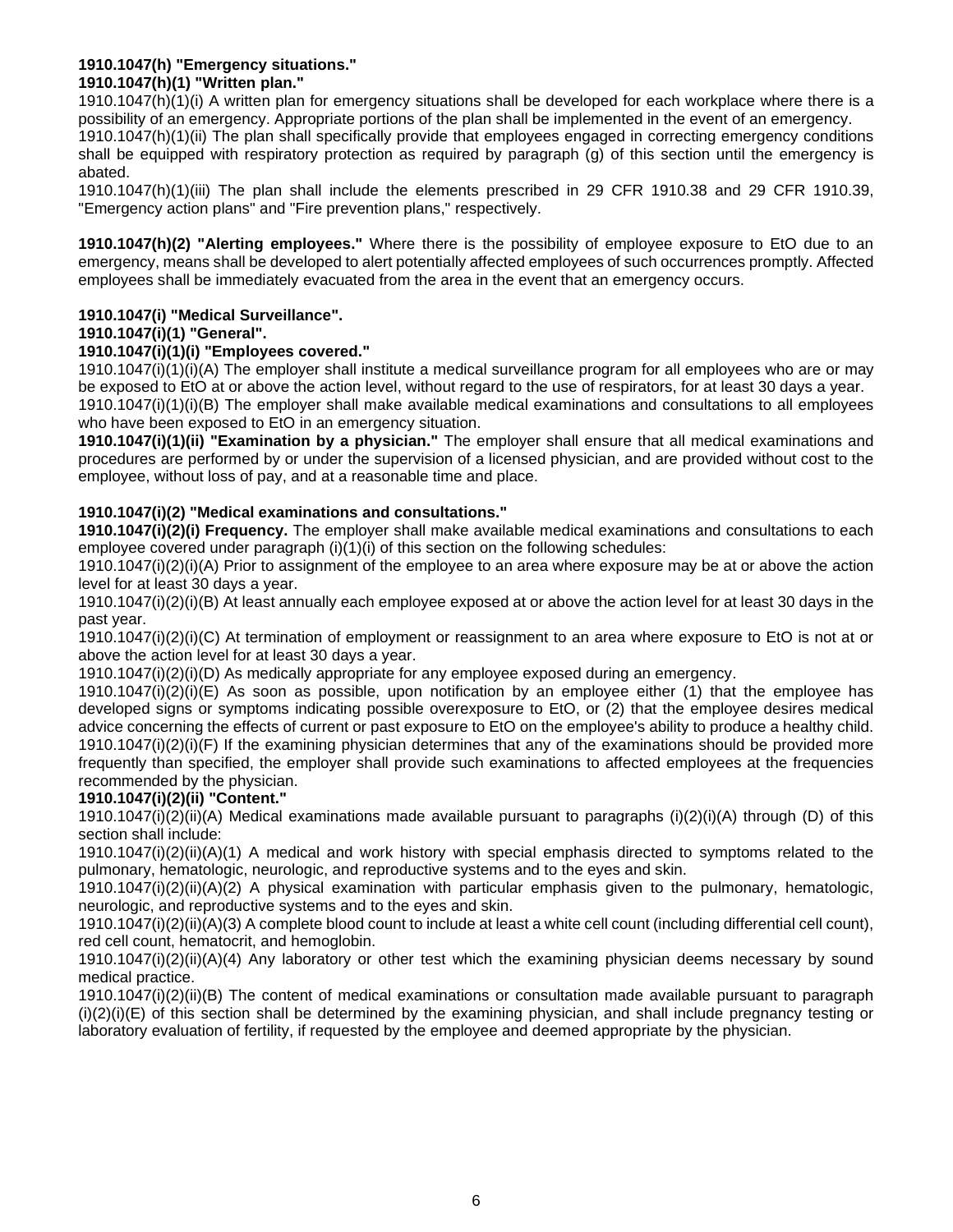**1910.1047(h) "Emergency situations."**
**1910.1047(h)(1) "Written plan."**

1910.1047(h)(1)(i) A written plan for emergency situations shall be developed for each workplace where there is a possibility of an emergency. Appropriate portions of the plan shall be implemented in the event of an emergency.

1910.1047(h)(1)(ii) The plan shall specifically provide that employees engaged in correcting emergency conditions shall be equipped with respiratory protection as required by paragraph (g) of this section until the emergency is abated.

1910.1047(h)(1)(iii) The plan shall include the elements prescribed in 29 CFR 1910.38 and 29 CFR 1910.39, "Emergency action plans" and "Fire prevention plans," respectively.

**1910.1047(h)(2) "Alerting employees."** Where there is the possibility of employee exposure to EtO due to an emergency, means shall be developed to alert potentially affected employees of such occurrences promptly. Affected employees shall be immediately evacuated from the area in the event that an emergency occurs.

**1910.1047(i) "Medical Surveillance".**
**1910.1047(i)(1) "General".**
**1910.1047(i)(1)(i) "Employees covered."**

1910.1047(i)(1)(i)(A) The employer shall institute a medical surveillance program for all employees who are or may be exposed to EtO at or above the action level, without regard to the use of respirators, for at least 30 days a year.

1910.1047(i)(1)(i)(B) The employer shall make available medical examinations and consultations to all employees who have been exposed to EtO in an emergency situation.

**1910.1047(i)(1)(ii) "Examination by a physician."** The employer shall ensure that all medical examinations and procedures are performed by or under the supervision of a licensed physician, and are provided without cost to the employee, without loss of pay, and at a reasonable time and place.

**1910.1047(i)(2) "Medical examinations and consultations."**

**1910.1047(i)(2)(i) Frequency.** The employer shall make available medical examinations and consultations to each employee covered under paragraph (i)(1)(i) of this section on the following schedules:

1910.1047(i)(2)(i)(A) Prior to assignment of the employee to an area where exposure may be at or above the action level for at least 30 days a year.

1910.1047(i)(2)(i)(B) At least annually each employee exposed at or above the action level for at least 30 days in the past year.

1910.1047(i)(2)(i)(C) At termination of employment or reassignment to an area where exposure to EtO is not at or above the action level for at least 30 days a year.

1910.1047(i)(2)(i)(D) As medically appropriate for any employee exposed during an emergency.

1910.1047(i)(2)(i)(E) As soon as possible, upon notification by an employee either (1) that the employee has developed signs or symptoms indicating possible overexposure to EtO, or (2) that the employee desires medical advice concerning the effects of current or past exposure to EtO on the employee's ability to produce a healthy child.

1910.1047(i)(2)(i)(F) If the examining physician determines that any of the examinations should be provided more frequently than specified, the employer shall provide such examinations to affected employees at the frequencies recommended by the physician.

**1910.1047(i)(2)(ii) "Content."**

1910.1047(i)(2)(ii)(A) Medical examinations made available pursuant to paragraphs (i)(2)(i)(A) through (D) of this section shall include:

1910.1047(i)(2)(ii)(A)(1) A medical and work history with special emphasis directed to symptoms related to the pulmonary, hematologic, neurologic, and reproductive systems and to the eyes and skin.

1910.1047(i)(2)(ii)(A)(2) A physical examination with particular emphasis given to the pulmonary, hematologic, neurologic, and reproductive systems and to the eyes and skin.

1910.1047(i)(2)(ii)(A)(3) A complete blood count to include at least a white cell count (including differential cell count), red cell count, hematocrit, and hemoglobin.

1910.1047(i)(2)(ii)(A)(4) Any laboratory or other test which the examining physician deems necessary by sound medical practice.

1910.1047(i)(2)(ii)(B) The content of medical examinations or consultation made available pursuant to paragraph (i)(2)(i)(E) of this section shall be determined by the examining physician, and shall include pregnancy testing or laboratory evaluation of fertility, if requested by the employee and deemed appropriate by the physician.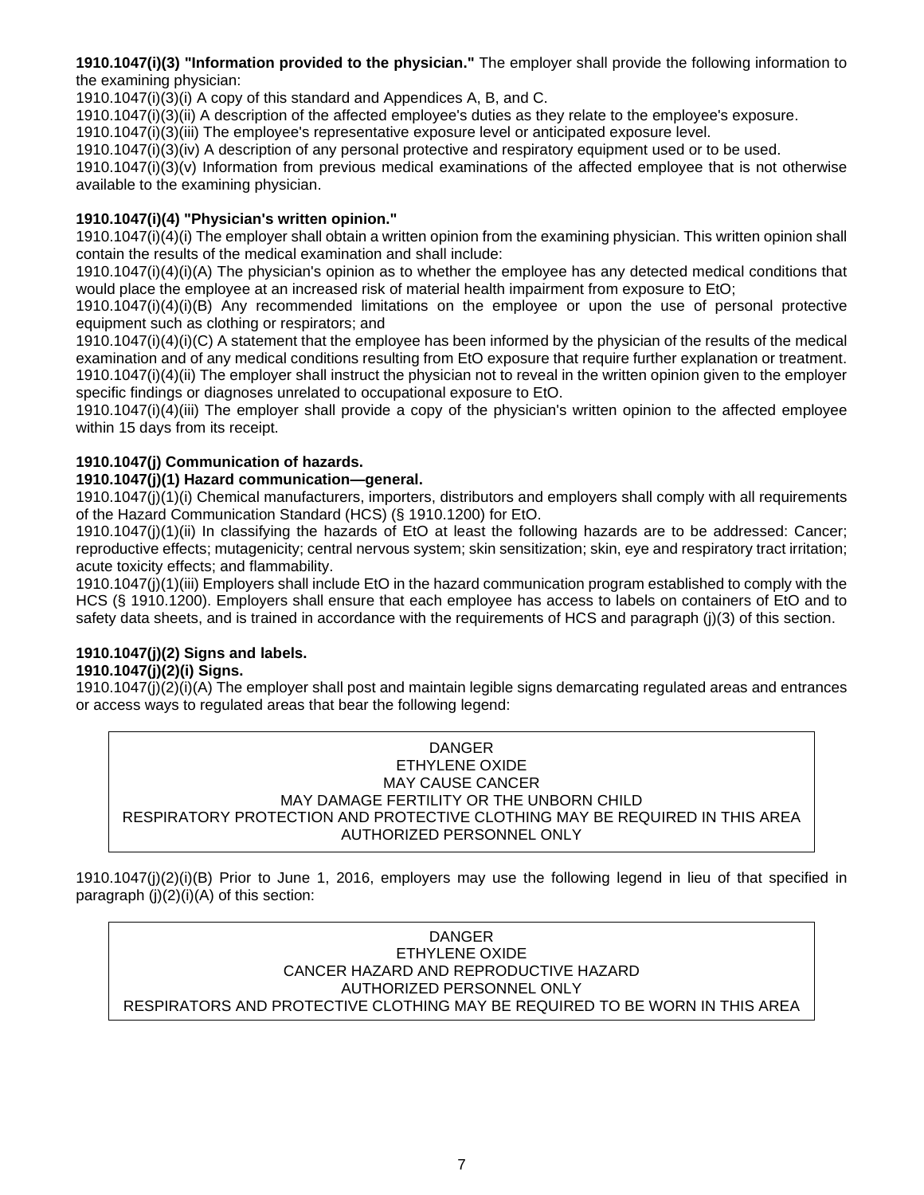**1910.1047(i)(3) "Information provided to the physician."** The employer shall provide the following information to the examining physician:

1910.1047(i)(3)(i) A copy of this standard and Appendices A, B, and C.

1910.1047(i)(3)(ii) A description of the affected employee's duties as they relate to the employee's exposure.

1910.1047(i)(3)(iii) The employee's representative exposure level or anticipated exposure level.

1910.1047(i)(3)(iv) A description of any personal protective and respiratory equipment used or to be used.

1910.1047(i)(3)(v) Information from previous medical examinations of the affected employee that is not otherwise available to the examining physician.

**1910.1047(i)(4) "Physician's written opinion."**

1910.1047(i)(4)(i) The employer shall obtain a written opinion from the examining physician. This written opinion shall contain the results of the medical examination and shall include:

1910.1047(i)(4)(i)(A) The physician's opinion as to whether the employee has any detected medical conditions that would place the employee at an increased risk of material health impairment from exposure to EtO;

1910.1047(i)(4)(i)(B) Any recommended limitations on the employee or upon the use of personal protective equipment such as clothing or respirators; and

1910.1047(i)(4)(i)(C) A statement that the employee has been informed by the physician of the results of the medical examination and of any medical conditions resulting from EtO exposure that require further explanation or treatment.

1910.1047(i)(4)(ii) The employer shall instruct the physician not to reveal in the written opinion given to the employer specific findings or diagnoses unrelated to occupational exposure to EtO.

1910.1047(i)(4)(iii) The employer shall provide a copy of the physician's written opinion to the affected employee within 15 days from its receipt.

**1910.1047(j) Communication of hazards.**

**1910.1047(j)(1) Hazard communication—general.**

1910.1047(j)(1)(i) Chemical manufacturers, importers, distributors and employers shall comply with all requirements of the Hazard Communication Standard (HCS) (§ 1910.1200) for EtO.

1910.1047(j)(1)(ii) In classifying the hazards of EtO at least the following hazards are to be addressed: Cancer; reproductive effects; mutagenicity; central nervous system; skin sensitization; skin, eye and respiratory tract irritation; acute toxicity effects; and flammability.

1910.1047(j)(1)(iii) Employers shall include EtO in the hazard communication program established to comply with the HCS (§ 1910.1200). Employers shall ensure that each employee has access to labels on containers of EtO and to safety data sheets, and is trained in accordance with the requirements of HCS and paragraph (j)(3) of this section.

**1910.1047(j)(2) Signs and labels.**

**1910.1047(j)(2)(i) Signs.**

1910.1047(j)(2)(i)(A) The employer shall post and maintain legible signs demarcating regulated areas and entrances or access ways to regulated areas that bear the following legend:

| DANGER<br>ETHYLENE OXIDE<br>MAY CAUSE CANCER<br>MAY DAMAGE FERTILITY OR THE UNBORN CHILD<br>RESPIRATORY PROTECTION AND PROTECTIVE CLOTHING MAY BE REQUIRED IN THIS AREA<br>AUTHORIZED PERSONNEL ONLY |
|---|

1910.1047(j)(2)(i)(B) Prior to June 1, 2016, employers may use the following legend in lieu of that specified in paragraph (j)(2)(i)(A) of this section:

| DANGER<br>ETHYLENE OXIDE<br>CANCER HAZARD AND REPRODUCTIVE HAZARD<br>AUTHORIZED PERSONNEL ONLY<br>RESPIRATORS AND PROTECTIVE CLOTHING MAY BE REQUIRED TO BE WORN IN THIS AREA |
|---|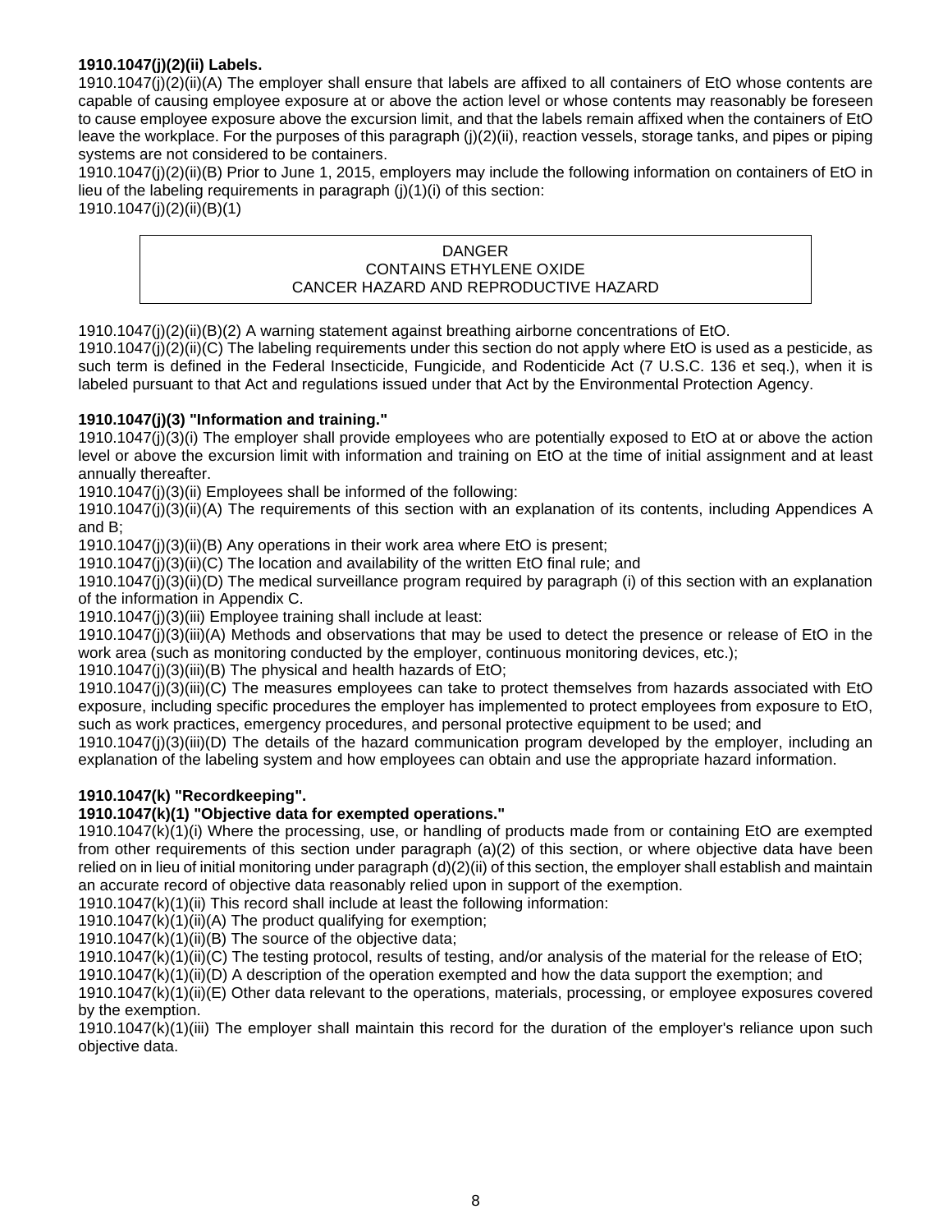**1910.1047(j)(2)(ii) Labels.**

1910.1047(j)(2)(ii)(A) The employer shall ensure that labels are affixed to all containers of EtO whose contents are capable of causing employee exposure at or above the action level or whose contents may reasonably be foreseen to cause employee exposure above the excursion limit, and that the labels remain affixed when the containers of EtO leave the workplace. For the purposes of this paragraph (j)(2)(ii), reaction vessels, storage tanks, and pipes or piping systems are not considered to be containers.

1910.1047(j)(2)(ii)(B) Prior to June 1, 2015, employers may include the following information on containers of EtO in lieu of the labeling requirements in paragraph (j)(1)(i) of this section:

1910.1047(j)(2)(ii)(B)(1)

| DANGER<br>CONTAINS ETHYLENE OXIDE<br>CANCER HAZARD AND REPRODUCTIVE HAZARD |
|---|

1910.1047(j)(2)(ii)(B)(2) A warning statement against breathing airborne concentrations of EtO.

1910.1047(j)(2)(ii)(C) The labeling requirements under this section do not apply where EtO is used as a pesticide, as such term is defined in the Federal Insecticide, Fungicide, and Rodenticide Act (7 U.S.C. 136 et seq.), when it is labeled pursuant to that Act and regulations issued under that Act by the Environmental Protection Agency.

**1910.1047(j)(3) "Information and training."**

1910.1047(j)(3)(i) The employer shall provide employees who are potentially exposed to EtO at or above the action level or above the excursion limit with information and training on EtO at the time of initial assignment and at least annually thereafter.

1910.1047(j)(3)(ii) Employees shall be informed of the following:

1910.1047(j)(3)(ii)(A) The requirements of this section with an explanation of its contents, including Appendices A and B;

1910.1047(j)(3)(ii)(B) Any operations in their work area where EtO is present;

1910.1047(j)(3)(ii)(C) The location and availability of the written EtO final rule; and

1910.1047(j)(3)(ii)(D) The medical surveillance program required by paragraph (i) of this section with an explanation of the information in Appendix C.

1910.1047(j)(3)(iii) Employee training shall include at least:

1910.1047(j)(3)(iii)(A) Methods and observations that may be used to detect the presence or release of EtO in the work area (such as monitoring conducted by the employer, continuous monitoring devices, etc.);

1910.1047(j)(3)(iii)(B) The physical and health hazards of EtO;

1910.1047(j)(3)(iii)(C) The measures employees can take to protect themselves from hazards associated with EtO exposure, including specific procedures the employer has implemented to protect employees from exposure to EtO, such as work practices, emergency procedures, and personal protective equipment to be used; and

1910.1047(j)(3)(iii)(D) The details of the hazard communication program developed by the employer, including an explanation of the labeling system and how employees can obtain and use the appropriate hazard information.

**1910.1047(k) "Recordkeeping".**

**1910.1047(k)(1) "Objective data for exempted operations."**

1910.1047(k)(1)(i) Where the processing, use, or handling of products made from or containing EtO are exempted from other requirements of this section under paragraph (a)(2) of this section, or where objective data have been relied on in lieu of initial monitoring under paragraph (d)(2)(ii) of this section, the employer shall establish and maintain an accurate record of objective data reasonably relied upon in support of the exemption.

1910.1047(k)(1)(ii) This record shall include at least the following information:

1910.1047(k)(1)(ii)(A) The product qualifying for exemption;

1910.1047(k)(1)(ii)(B) The source of the objective data;

1910.1047(k)(1)(ii)(C) The testing protocol, results of testing, and/or analysis of the material for the release of EtO;

1910.1047(k)(1)(ii)(D) A description of the operation exempted and how the data support the exemption; and

1910.1047(k)(1)(ii)(E) Other data relevant to the operations, materials, processing, or employee exposures covered by the exemption.

1910.1047(k)(1)(iii) The employer shall maintain this record for the duration of the employer's reliance upon such objective data.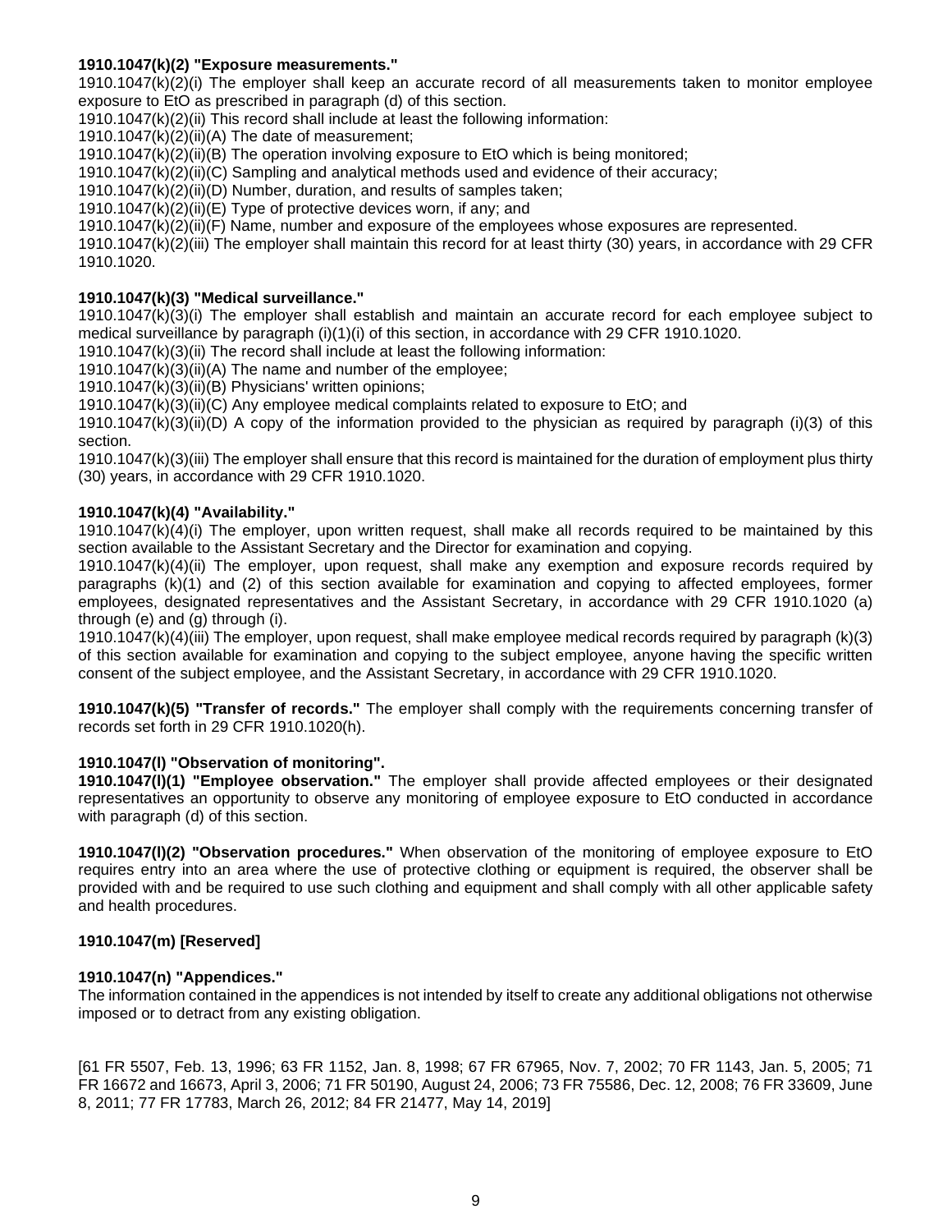**1910.1047(k)(2) "Exposure measurements."**

1910.1047(k)(2)(i) The employer shall keep an accurate record of all measurements taken to monitor employee exposure to EtO as prescribed in paragraph (d) of this section.

1910.1047(k)(2)(ii) This record shall include at least the following information:

1910.1047(k)(2)(ii)(A) The date of measurement;

1910.1047(k)(2)(ii)(B) The operation involving exposure to EtO which is being monitored;

1910.1047(k)(2)(ii)(C) Sampling and analytical methods used and evidence of their accuracy;

1910.1047(k)(2)(ii)(D) Number, duration, and results of samples taken;

1910.1047(k)(2)(ii)(E) Type of protective devices worn, if any; and

1910.1047(k)(2)(ii)(F) Name, number and exposure of the employees whose exposures are represented.

1910.1047(k)(2)(iii) The employer shall maintain this record for at least thirty (30) years, in accordance with 29 CFR 1910.1020.

**1910.1047(k)(3) "Medical surveillance."**

1910.1047(k)(3)(i) The employer shall establish and maintain an accurate record for each employee subject to medical surveillance by paragraph (i)(1)(i) of this section, in accordance with 29 CFR 1910.1020.

1910.1047(k)(3)(ii) The record shall include at least the following information:

1910.1047(k)(3)(ii)(A) The name and number of the employee;

1910.1047(k)(3)(ii)(B) Physicians' written opinions;

1910.1047(k)(3)(ii)(C) Any employee medical complaints related to exposure to EtO; and

1910.1047(k)(3)(ii)(D) A copy of the information provided to the physician as required by paragraph (i)(3) of this section.

1910.1047(k)(3)(iii) The employer shall ensure that this record is maintained for the duration of employment plus thirty (30) years, in accordance with 29 CFR 1910.1020.

**1910.1047(k)(4) "Availability."**

1910.1047(k)(4)(i) The employer, upon written request, shall make all records required to be maintained by this section available to the Assistant Secretary and the Director for examination and copying.

1910.1047(k)(4)(ii) The employer, upon request, shall make any exemption and exposure records required by paragraphs (k)(1) and (2) of this section available for examination and copying to affected employees, former employees, designated representatives and the Assistant Secretary, in accordance with 29 CFR 1910.1020 (a) through (e) and (g) through (i).

1910.1047(k)(4)(iii) The employer, upon request, shall make employee medical records required by paragraph (k)(3) of this section available for examination and copying to the subject employee, anyone having the specific written consent of the subject employee, and the Assistant Secretary, in accordance with 29 CFR 1910.1020.

**1910.1047(k)(5) "Transfer of records."** The employer shall comply with the requirements concerning transfer of records set forth in 29 CFR 1910.1020(h).

**1910.1047(l) "Observation of monitoring".**

**1910.1047(l)(1) "Employee observation."** The employer shall provide affected employees or their designated representatives an opportunity to observe any monitoring of employee exposure to EtO conducted in accordance with paragraph (d) of this section.

**1910.1047(l)(2) "Observation procedures."** When observation of the monitoring of employee exposure to EtO requires entry into an area where the use of protective clothing or equipment is required, the observer shall be provided with and be required to use such clothing and equipment and shall comply with all other applicable safety and health procedures.

**1910.1047(m) [Reserved]**

**1910.1047(n) "Appendices."**

The information contained in the appendices is not intended by itself to create any additional obligations not otherwise imposed or to detract from any existing obligation.

[61 FR 5507, Feb. 13, 1996; 63 FR 1152, Jan. 8, 1998; 67 FR 67965, Nov. 7, 2002; 70 FR 1143, Jan. 5, 2005; 71 FR 16672 and 16673, April 3, 2006; 71 FR 50190, August 24, 2006; 73 FR 75586, Dec. 12, 2008; 76 FR 33609, June 8, 2011; 77 FR 17783, March 26, 2012; 84 FR 21477, May 14, 2019]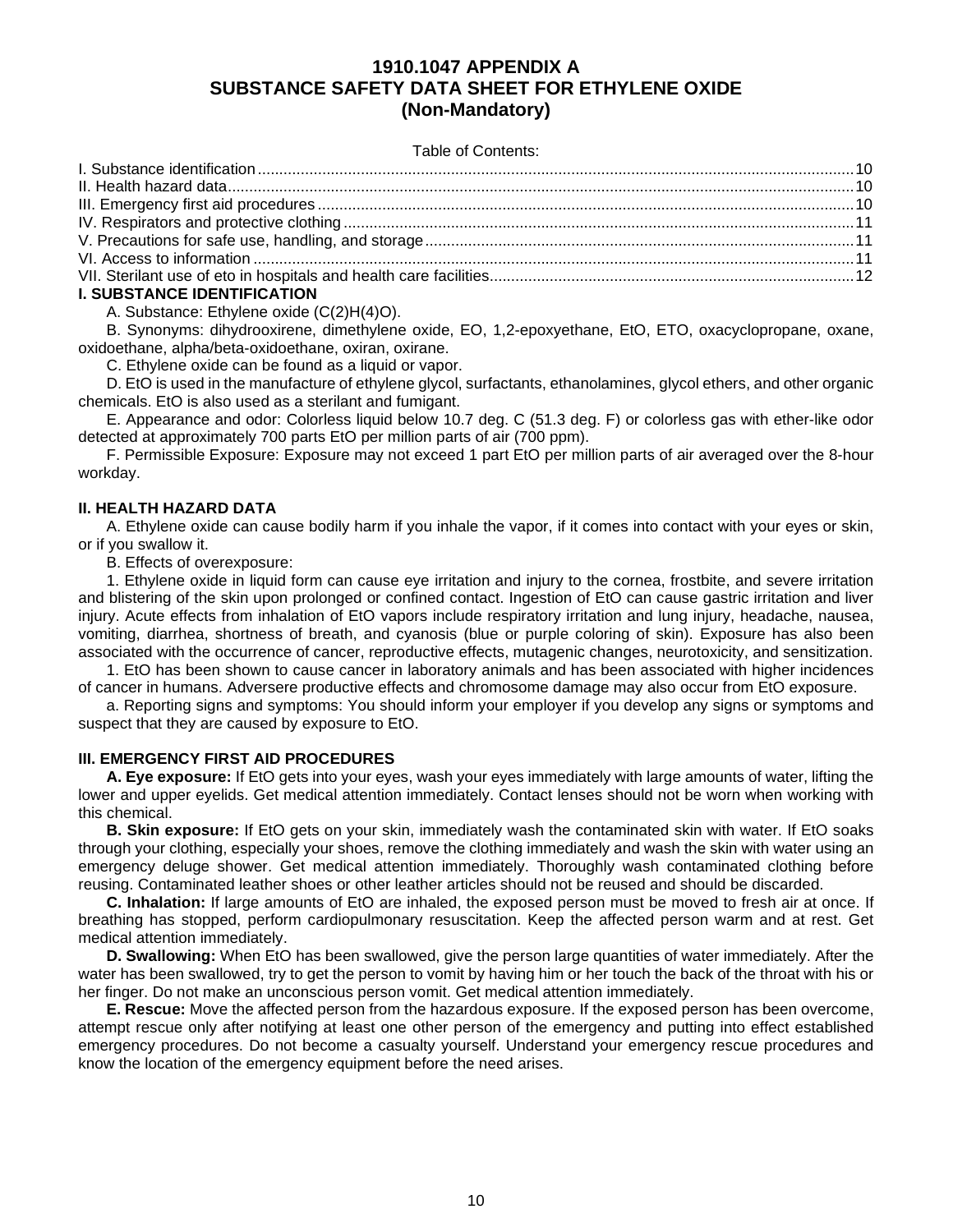# 1910.1047 APPENDIX A
# SUBSTANCE SAFETY DATA SHEET FOR ETHYLENE OXIDE
# (Non-Mandatory)

Table of Contents:

I. Substance identification .......... 10
II. Health hazard data .......... 10
III. Emergency first aid procedures .......... 10
IV. Respirators and protective clothing .......... 11
V. Precautions for safe use, handling, and storage .......... 11
VI. Access to information .......... 11
VII. Sterilant use of eto in hospitals and health care facilities .......... 12

## I. SUBSTANCE IDENTIFICATION

A. Substance: Ethylene oxide (C(2)H(4)O).

B. Synonyms: dihydrooxirene, dimethylene oxide, EO, 1,2-epoxyethane, EtO, ETO, oxacyclopropane, oxane, oxidoethane, alpha/beta-oxidoethane, oxiran, oxirane.

C. Ethylene oxide can be found as a liquid or vapor.

D. EtO is used in the manufacture of ethylene glycol, surfactants, ethanolamines, glycol ethers, and other organic chemicals. EtO is also used as a sterilant and fumigant.

E. Appearance and odor: Colorless liquid below 10.7 deg. C (51.3 deg. F) or colorless gas with ether-like odor detected at approximately 700 parts EtO per million parts of air (700 ppm).

F. Permissible Exposure: Exposure may not exceed 1 part EtO per million parts of air averaged over the 8-hour workday.

## II. HEALTH HAZARD DATA

A. Ethylene oxide can cause bodily harm if you inhale the vapor, if it comes into contact with your eyes or skin, or if you swallow it.

B. Effects of overexposure:

1. Ethylene oxide in liquid form can cause eye irritation and injury to the cornea, frostbite, and severe irritation and blistering of the skin upon prolonged or confined contact. Ingestion of EtO can cause gastric irritation and liver injury. Acute effects from inhalation of EtO vapors include respiratory irritation and lung injury, headache, nausea, vomiting, diarrhea, shortness of breath, and cyanosis (blue or purple coloring of skin). Exposure has also been associated with the occurrence of cancer, reproductive effects, mutagenic changes, neurotoxicity, and sensitization.

1. EtO has been shown to cause cancer in laboratory animals and has been associated with higher incidences of cancer in humans. Adversere productive effects and chromosome damage may also occur from EtO exposure.

a. Reporting signs and symptoms: You should inform your employer if you develop any signs or symptoms and suspect that they are caused by exposure to EtO.

## III. EMERGENCY FIRST AID PROCEDURES

**A. Eye exposure:** If EtO gets into your eyes, wash your eyes immediately with large amounts of water, lifting the lower and upper eyelids. Get medical attention immediately. Contact lenses should not be worn when working with this chemical.

**B. Skin exposure:** If EtO gets on your skin, immediately wash the contaminated skin with water. If EtO soaks through your clothing, especially your shoes, remove the clothing immediately and wash the skin with water using an emergency deluge shower. Get medical attention immediately. Thoroughly wash contaminated clothing before reusing. Contaminated leather shoes or other leather articles should not be reused and should be discarded.

**C. Inhalation:** If large amounts of EtO are inhaled, the exposed person must be moved to fresh air at once. If breathing has stopped, perform cardiopulmonary resuscitation. Keep the affected person warm and at rest. Get medical attention immediately.

**D. Swallowing:** When EtO has been swallowed, give the person large quantities of water immediately. After the water has been swallowed, try to get the person to vomit by having him or her touch the back of the throat with his or her finger. Do not make an unconscious person vomit. Get medical attention immediately.

**E. Rescue:** Move the affected person from the hazardous exposure. If the exposed person has been overcome, attempt rescue only after notifying at least one other person of the emergency and putting into effect established emergency procedures. Do not become a casualty yourself. Understand your emergency rescue procedures and know the location of the emergency equipment before the need arises.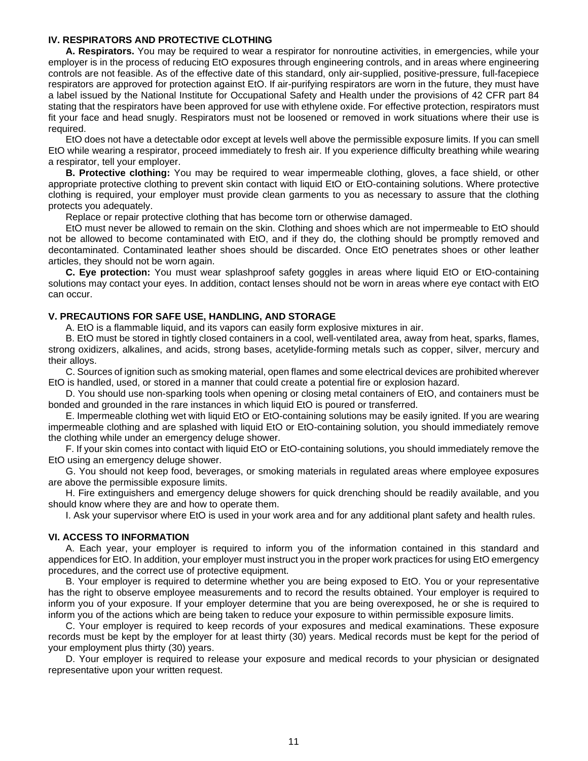## IV. RESPIRATORS AND PROTECTIVE CLOTHING

**A. Respirators.** You may be required to wear a respirator for nonroutine activities, in emergencies, while your employer is in the process of reducing EtO exposures through engineering controls, and in areas where engineering controls are not feasible. As of the effective date of this standard, only air-supplied, positive-pressure, full-facepiece respirators are approved for protection against EtO. If air-purifying respirators are worn in the future, they must have a label issued by the National Institute for Occupational Safety and Health under the provisions of 42 CFR part 84 stating that the respirators have been approved for use with ethylene oxide. For effective protection, respirators must fit your face and head snugly. Respirators must not be loosened or removed in work situations where their use is required.

EtO does not have a detectable odor except at levels well above the permissible exposure limits. If you can smell EtO while wearing a respirator, proceed immediately to fresh air. If you experience difficulty breathing while wearing a respirator, tell your employer.

**B. Protective clothing:** You may be required to wear impermeable clothing, gloves, a face shield, or other appropriate protective clothing to prevent skin contact with liquid EtO or EtO-containing solutions. Where protective clothing is required, your employer must provide clean garments to you as necessary to assure that the clothing protects you adequately.

Replace or repair protective clothing that has become torn or otherwise damaged.

EtO must never be allowed to remain on the skin. Clothing and shoes which are not impermeable to EtO should not be allowed to become contaminated with EtO, and if they do, the clothing should be promptly removed and decontaminated. Contaminated leather shoes should be discarded. Once EtO penetrates shoes or other leather articles, they should not be worn again.

**C. Eye protection:** You must wear splashproof safety goggles in areas where liquid EtO or EtO-containing solutions may contact your eyes. In addition, contact lenses should not be worn in areas where eye contact with EtO can occur.

## V. PRECAUTIONS FOR SAFE USE, HANDLING, AND STORAGE

A. EtO is a flammable liquid, and its vapors can easily form explosive mixtures in air.

B. EtO must be stored in tightly closed containers in a cool, well-ventilated area, away from heat, sparks, flames, strong oxidizers, alkalines, and acids, strong bases, acetylide-forming metals such as copper, silver, mercury and their alloys.

C. Sources of ignition such as smoking material, open flames and some electrical devices are prohibited wherever EtO is handled, used, or stored in a manner that could create a potential fire or explosion hazard.

D. You should use non-sparking tools when opening or closing metal containers of EtO, and containers must be bonded and grounded in the rare instances in which liquid EtO is poured or transferred.

E. Impermeable clothing wet with liquid EtO or EtO-containing solutions may be easily ignited. If you are wearing impermeable clothing and are splashed with liquid EtO or EtO-containing solution, you should immediately remove the clothing while under an emergency deluge shower.

F. If your skin comes into contact with liquid EtO or EtO-containing solutions, you should immediately remove the EtO using an emergency deluge shower.

G. You should not keep food, beverages, or smoking materials in regulated areas where employee exposures are above the permissible exposure limits.

H. Fire extinguishers and emergency deluge showers for quick drenching should be readily available, and you should know where they are and how to operate them.

I. Ask your supervisor where EtO is used in your work area and for any additional plant safety and health rules.

## VI. ACCESS TO INFORMATION

A. Each year, your employer is required to inform you of the information contained in this standard and appendices for EtO. In addition, your employer must instruct you in the proper work practices for using EtO emergency procedures, and the correct use of protective equipment.

B. Your employer is required to determine whether you are being exposed to EtO. You or your representative has the right to observe employee measurements and to record the results obtained. Your employer is required to inform you of your exposure. If your employer determine that you are being overexposed, he or she is required to inform you of the actions which are being taken to reduce your exposure to within permissible exposure limits.

C. Your employer is required to keep records of your exposures and medical examinations. These exposure records must be kept by the employer for at least thirty (30) years. Medical records must be kept for the period of your employment plus thirty (30) years.

D. Your employer is required to release your exposure and medical records to your physician or designated representative upon your written request.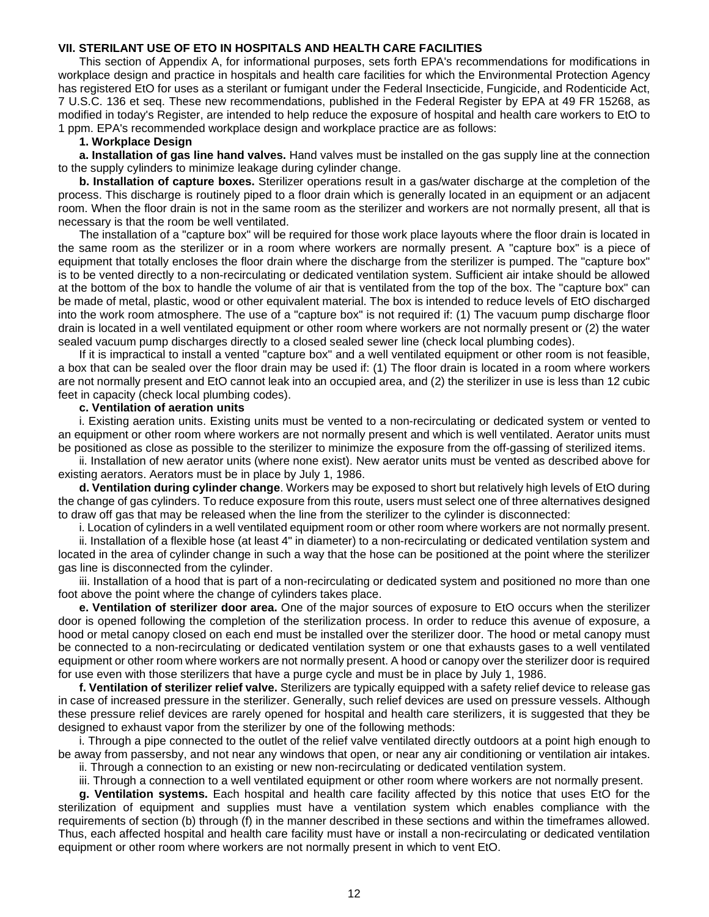## VII. STERILANT USE OF ETO IN HOSPITALS AND HEALTH CARE FACILITIES

This section of Appendix A, for informational purposes, sets forth EPA's recommendations for modifications in workplace design and practice in hospitals and health care facilities for which the Environmental Protection Agency has registered EtO for uses as a sterilant or fumigant under the Federal Insecticide, Fungicide, and Rodenticide Act, 7 U.S.C. 136 et seq. These new recommendations, published in the Federal Register by EPA at 49 FR 15268, as modified in today's Register, are intended to help reduce the exposure of hospital and health care workers to EtO to 1 ppm. EPA's recommended workplace design and workplace practice are as follows:

### 1. Workplace Design

**a. Installation of gas line hand valves.** Hand valves must be installed on the gas supply line at the connection to the supply cylinders to minimize leakage during cylinder change.

**b. Installation of capture boxes.** Sterilizer operations result in a gas/water discharge at the completion of the process. This discharge is routinely piped to a floor drain which is generally located in an equipment or an adjacent room. When the floor drain is not in the same room as the sterilizer and workers are not normally present, all that is necessary is that the room be well ventilated.

The installation of a "capture box" will be required for those work place layouts where the floor drain is located in the same room as the sterilizer or in a room where workers are normally present. A "capture box" is a piece of equipment that totally encloses the floor drain where the discharge from the sterilizer is pumped. The "capture box" is to be vented directly to a non-recirculating or dedicated ventilation system. Sufficient air intake should be allowed at the bottom of the box to handle the volume of air that is ventilated from the top of the box. The "capture box" can be made of metal, plastic, wood or other equivalent material. The box is intended to reduce levels of EtO discharged into the work room atmosphere. The use of a "capture box" is not required if: (1) The vacuum pump discharge floor drain is located in a well ventilated equipment or other room where workers are not normally present or (2) the water sealed vacuum pump discharges directly to a closed sealed sewer line (check local plumbing codes).

If it is impractical to install a vented "capture box" and a well ventilated equipment or other room is not feasible, a box that can be sealed over the floor drain may be used if: (1) The floor drain is located in a room where workers are not normally present and EtO cannot leak into an occupied area, and (2) the sterilizer in use is less than 12 cubic feet in capacity (check local plumbing codes).

**c. Ventilation of aeration units**

i. Existing aeration units. Existing units must be vented to a non-recirculating or dedicated system or vented to an equipment or other room where workers are not normally present and which is well ventilated. Aerator units must be positioned as close as possible to the sterilizer to minimize the exposure from the off-gassing of sterilized items.

ii. Installation of new aerator units (where none exist). New aerator units must be vented as described above for existing aerators. Aerators must be in place by July 1, 1986.

**d. Ventilation during cylinder change**. Workers may be exposed to short but relatively high levels of EtO during the change of gas cylinders. To reduce exposure from this route, users must select one of three alternatives designed to draw off gas that may be released when the line from the sterilizer to the cylinder is disconnected:

i. Location of cylinders in a well ventilated equipment room or other room where workers are not normally present.

ii. Installation of a flexible hose (at least 4" in diameter) to a non-recirculating or dedicated ventilation system and located in the area of cylinder change in such a way that the hose can be positioned at the point where the sterilizer gas line is disconnected from the cylinder.

iii. Installation of a hood that is part of a non-recirculating or dedicated system and positioned no more than one foot above the point where the change of cylinders takes place.

**e. Ventilation of sterilizer door area.** One of the major sources of exposure to EtO occurs when the sterilizer door is opened following the completion of the sterilization process. In order to reduce this avenue of exposure, a hood or metal canopy closed on each end must be installed over the sterilizer door. The hood or metal canopy must be connected to a non-recirculating or dedicated ventilation system or one that exhausts gases to a well ventilated equipment or other room where workers are not normally present. A hood or canopy over the sterilizer door is required for use even with those sterilizers that have a purge cycle and must be in place by July 1, 1986.

**f. Ventilation of sterilizer relief valve.** Sterilizers are typically equipped with a safety relief device to release gas in case of increased pressure in the sterilizer. Generally, such relief devices are used on pressure vessels. Although these pressure relief devices are rarely opened for hospital and health care sterilizers, it is suggested that they be designed to exhaust vapor from the sterilizer by one of the following methods:

i. Through a pipe connected to the outlet of the relief valve ventilated directly outdoors at a point high enough to be away from passersby, and not near any windows that open, or near any air conditioning or ventilation air intakes.

ii. Through a connection to an existing or new non-recirculating or dedicated ventilation system.

iii. Through a connection to a well ventilated equipment or other room where workers are not normally present.

**g. Ventilation systems.** Each hospital and health care facility affected by this notice that uses EtO for the sterilization of equipment and supplies must have a ventilation system which enables compliance with the requirements of section (b) through (f) in the manner described in these sections and within the timeframes allowed. Thus, each affected hospital and health care facility must have or install a non-recirculating or dedicated ventilation equipment or other room where workers are not normally present in which to vent EtO.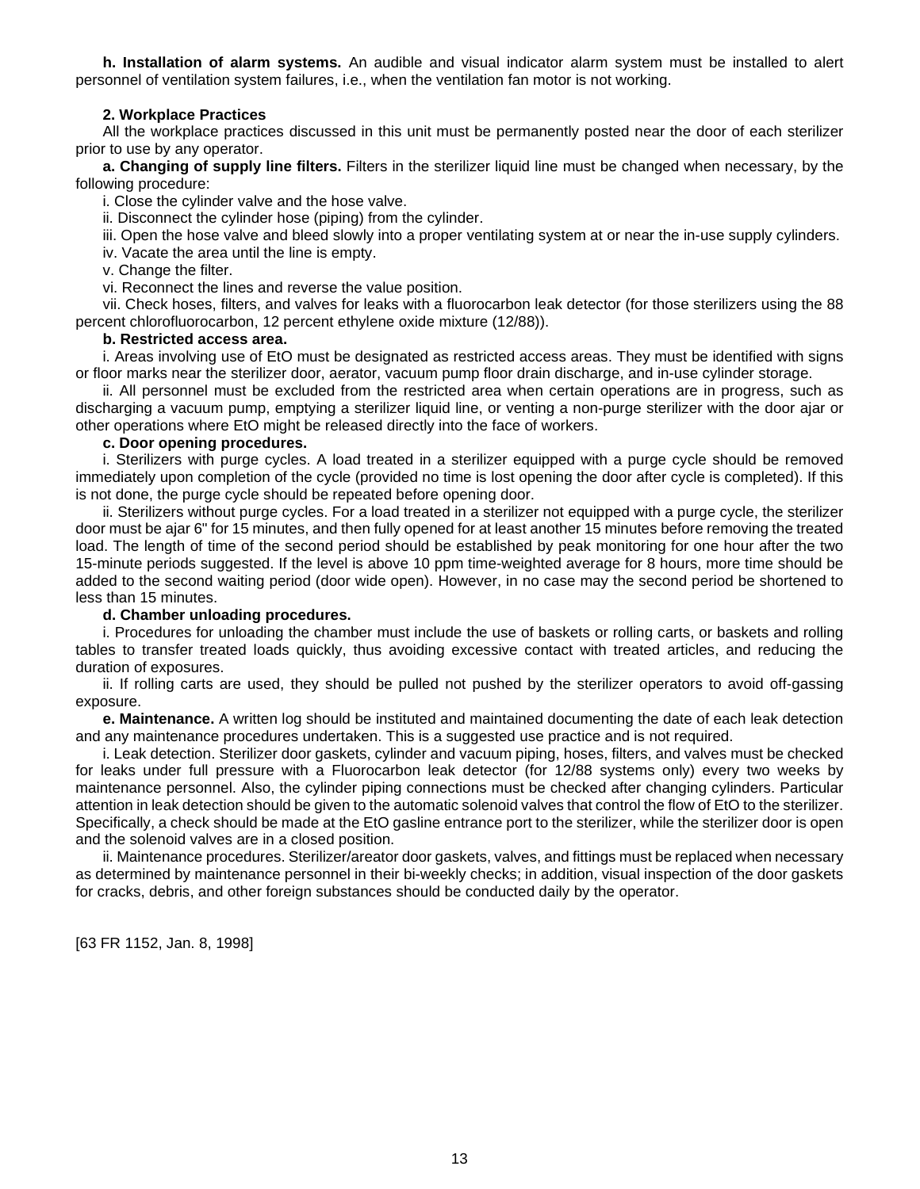**h. Installation of alarm systems.** An audible and visual indicator alarm system must be installed to alert personnel of ventilation system failures, i.e., when the ventilation fan motor is not working.

**2. Workplace Practices**

All the workplace practices discussed in this unit must be permanently posted near the door of each sterilizer prior to use by any operator.

**a. Changing of supply line filters.** Filters in the sterilizer liquid line must be changed when necessary, by the following procedure:

i. Close the cylinder valve and the hose valve.

ii. Disconnect the cylinder hose (piping) from the cylinder.

iii. Open the hose valve and bleed slowly into a proper ventilating system at or near the in-use supply cylinders.

iv. Vacate the area until the line is empty.

v. Change the filter.

vi. Reconnect the lines and reverse the value position.

vii. Check hoses, filters, and valves for leaks with a fluorocarbon leak detector (for those sterilizers using the 88 percent chlorofluorocarbon, 12 percent ethylene oxide mixture (12/88)).

**b. Restricted access area.**

i. Areas involving use of EtO must be designated as restricted access areas. They must be identified with signs or floor marks near the sterilizer door, aerator, vacuum pump floor drain discharge, and in-use cylinder storage.

ii. All personnel must be excluded from the restricted area when certain operations are in progress, such as discharging a vacuum pump, emptying a sterilizer liquid line, or venting a non-purge sterilizer with the door ajar or other operations where EtO might be released directly into the face of workers.

**c. Door opening procedures.**

i. Sterilizers with purge cycles. A load treated in a sterilizer equipped with a purge cycle should be removed immediately upon completion of the cycle (provided no time is lost opening the door after cycle is completed). If this is not done, the purge cycle should be repeated before opening door.

ii. Sterilizers without purge cycles. For a load treated in a sterilizer not equipped with a purge cycle, the sterilizer door must be ajar 6" for 15 minutes, and then fully opened for at least another 15 minutes before removing the treated load. The length of time of the second period should be established by peak monitoring for one hour after the two 15-minute periods suggested. If the level is above 10 ppm time-weighted average for 8 hours, more time should be added to the second waiting period (door wide open). However, in no case may the second period be shortened to less than 15 minutes.

**d. Chamber unloading procedures.**

i. Procedures for unloading the chamber must include the use of baskets or rolling carts, or baskets and rolling tables to transfer treated loads quickly, thus avoiding excessive contact with treated articles, and reducing the duration of exposures.

ii. If rolling carts are used, they should be pulled not pushed by the sterilizer operators to avoid off-gassing exposure.

**e. Maintenance.** A written log should be instituted and maintained documenting the date of each leak detection and any maintenance procedures undertaken. This is a suggested use practice and is not required.

i. Leak detection. Sterilizer door gaskets, cylinder and vacuum piping, hoses, filters, and valves must be checked for leaks under full pressure with a Fluorocarbon leak detector (for 12/88 systems only) every two weeks by maintenance personnel. Also, the cylinder piping connections must be checked after changing cylinders. Particular attention in leak detection should be given to the automatic solenoid valves that control the flow of EtO to the sterilizer. Specifically, a check should be made at the EtO gasline entrance port to the sterilizer, while the sterilizer door is open and the solenoid valves are in a closed position.

ii. Maintenance procedures. Sterilizer/areator door gaskets, valves, and fittings must be replaced when necessary as determined by maintenance personnel in their bi-weekly checks; in addition, visual inspection of the door gaskets for cracks, debris, and other foreign substances should be conducted daily by the operator.

[63 FR 1152, Jan. 8, 1998]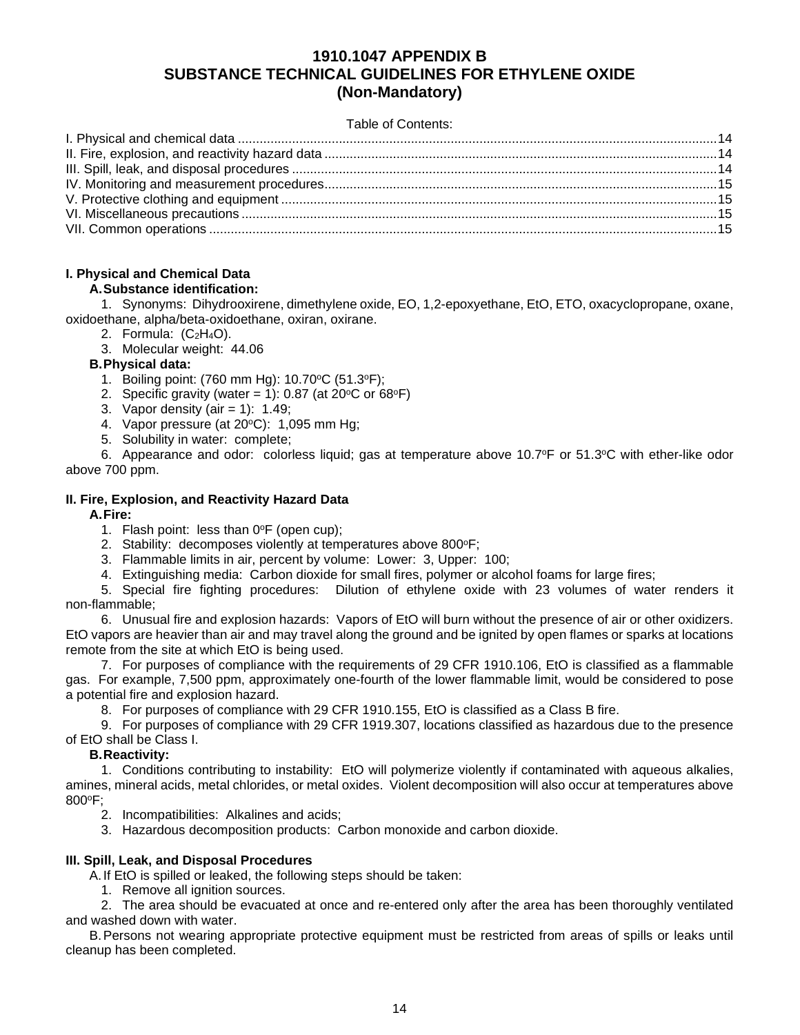# 1910.1047 APPENDIX B
# SUBSTANCE TECHNICAL GUIDELINES FOR ETHYLENE OXIDE
# (Non-Mandatory)

Table of Contents:

I. Physical and chemical data ....14
II. Fire, explosion, and reactivity hazard data ....14
III. Spill, leak, and disposal procedures ....14
IV. Monitoring and measurement procedures....15
V. Protective clothing and equipment ....15
VI. Miscellaneous precautions ....15
VII. Common operations ....15

## I. Physical and Chemical Data

### A. Substance identification:

1. Synonyms: Dihydrooxirene, dimethylene oxide, EO, 1,2-epoxyethane, EtO, ETO, oxacyclopropane, oxane, oxidoethane, alpha/beta-oxidoethane, oxiran, oxirane.
2. Formula: ($C_2H_4O$).
3. Molecular weight: 44.06

### B. Physical data:

1. Boiling point: (760 mm Hg): 10.70$^oC$ (51.3$^oF$);
2. Specific gravity (water = 1): 0.87 (at 20$^oC$ or 68$^oF$)
3. Vapor density (air = 1): 1.49;
4. Vapor pressure (at 20$^oC$): 1,095 mm Hg;
5. Solubility in water: complete;
6. Appearance and odor: colorless liquid; gas at temperature above 10.7$^oF$ or 51.3$^oC$ with ether-like odor above 700 ppm.

## II. Fire, Explosion, and Reactivity Hazard Data

### A. Fire:

1. Flash point: less than 0$^oF$ (open cup);
2. Stability: decomposes violently at temperatures above 800$^oF$;
3. Flammable limits in air, percent by volume: Lower: 3, Upper: 100;
4. Extinguishing media: Carbon dioxide for small fires, polymer or alcohol foams for large fires;
5. Special fire fighting procedures: Dilution of ethylene oxide with 23 volumes of water renders it non-flammable;
6. Unusual fire and explosion hazards: Vapors of EtO will burn without the presence of air or other oxidizers. EtO vapors are heavier than air and may travel along the ground and be ignited by open flames or sparks at locations remote from the site at which EtO is being used.
7. For purposes of compliance with the requirements of 29 CFR 1910.106, EtO is classified as a flammable gas. For example, 7,500 ppm, approximately one-fourth of the lower flammable limit, would be considered to pose a potential fire and explosion hazard.
8. For purposes of compliance with 29 CFR 1910.155, EtO is classified as a Class B fire.
9. For purposes of compliance with 29 CFR 1919.307, locations classified as hazardous due to the presence of EtO shall be Class I.

### B. Reactivity:

1. Conditions contributing to instability: EtO will polymerize violently if contaminated with aqueous alkalies, amines, mineral acids, metal chlorides, or metal oxides. Violent decomposition will also occur at temperatures above 800$^oF$;
2. Incompatibilities: Alkalines and acids;
3. Hazardous decomposition products: Carbon monoxide and carbon dioxide.

## III. Spill, Leak, and Disposal Procedures

A. If EtO is spilled or leaked, the following steps should be taken:

1. Remove all ignition sources.
2. The area should be evacuated at once and re-entered only after the area has been thoroughly ventilated and washed down with water.

B. Persons not wearing appropriate protective equipment must be restricted from areas of spills or leaks until cleanup has been completed.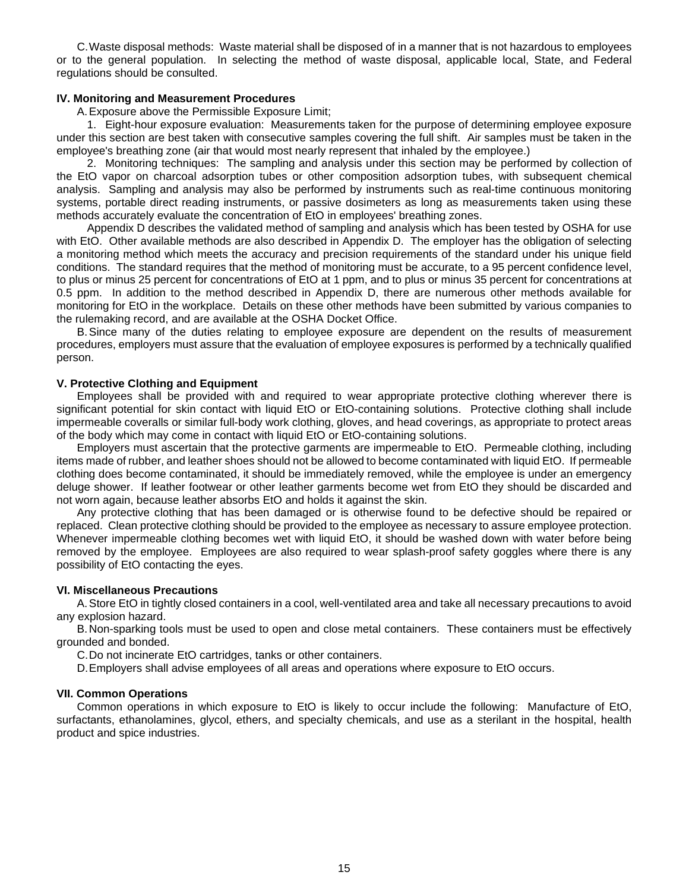C. Waste disposal methods: Waste material shall be disposed of in a manner that is not hazardous to employees or to the general population. In selecting the method of waste disposal, applicable local, State, and Federal regulations should be consulted.

### IV. Monitoring and Measurement Procedures

A. Exposure above the Permissible Exposure Limit;

1. Eight-hour exposure evaluation: Measurements taken for the purpose of determining employee exposure under this section are best taken with consecutive samples covering the full shift. Air samples must be taken in the employee's breathing zone (air that would most nearly represent that inhaled by the employee.)

2. Monitoring techniques: The sampling and analysis under this section may be performed by collection of the EtO vapor on charcoal adsorption tubes or other composition adsorption tubes, with subsequent chemical analysis. Sampling and analysis may also be performed by instruments such as real-time continuous monitoring systems, portable direct reading instruments, or passive dosimeters as long as measurements taken using these methods accurately evaluate the concentration of EtO in employees' breathing zones.

Appendix D describes the validated method of sampling and analysis which has been tested by OSHA for use with EtO. Other available methods are also described in Appendix D. The employer has the obligation of selecting a monitoring method which meets the accuracy and precision requirements of the standard under his unique field conditions. The standard requires that the method of monitoring must be accurate, to a 95 percent confidence level, to plus or minus 25 percent for concentrations of EtO at 1 ppm, and to plus or minus 35 percent for concentrations at 0.5 ppm. In addition to the method described in Appendix D, there are numerous other methods available for monitoring for EtO in the workplace. Details on these other methods have been submitted by various companies to the rulemaking record, and are available at the OSHA Docket Office.

B. Since many of the duties relating to employee exposure are dependent on the results of measurement procedures, employers must assure that the evaluation of employee exposures is performed by a technically qualified person.

### V. Protective Clothing and Equipment

Employees shall be provided with and required to wear appropriate protective clothing wherever there is significant potential for skin contact with liquid EtO or EtO-containing solutions. Protective clothing shall include impermeable coveralls or similar full-body work clothing, gloves, and head coverings, as appropriate to protect areas of the body which may come in contact with liquid EtO or EtO-containing solutions.

Employers must ascertain that the protective garments are impermeable to EtO. Permeable clothing, including items made of rubber, and leather shoes should not be allowed to become contaminated with liquid EtO. If permeable clothing does become contaminated, it should be immediately removed, while the employee is under an emergency deluge shower. If leather footwear or other leather garments become wet from EtO they should be discarded and not worn again, because leather absorbs EtO and holds it against the skin.

Any protective clothing that has been damaged or is otherwise found to be defective should be repaired or replaced. Clean protective clothing should be provided to the employee as necessary to assure employee protection. Whenever impermeable clothing becomes wet with liquid EtO, it should be washed down with water before being removed by the employee. Employees are also required to wear splash-proof safety goggles where there is any possibility of EtO contacting the eyes.

### VI. Miscellaneous Precautions

A. Store EtO in tightly closed containers in a cool, well-ventilated area and take all necessary precautions to avoid any explosion hazard.

B. Non-sparking tools must be used to open and close metal containers. These containers must be effectively grounded and bonded.

C. Do not incinerate EtO cartridges, tanks or other containers.

D. Employers shall advise employees of all areas and operations where exposure to EtO occurs.

### VII. Common Operations

Common operations in which exposure to EtO is likely to occur include the following: Manufacture of EtO, surfactants, ethanolamines, glycol, ethers, and specialty chemicals, and use as a sterilant in the hospital, health product and spice industries.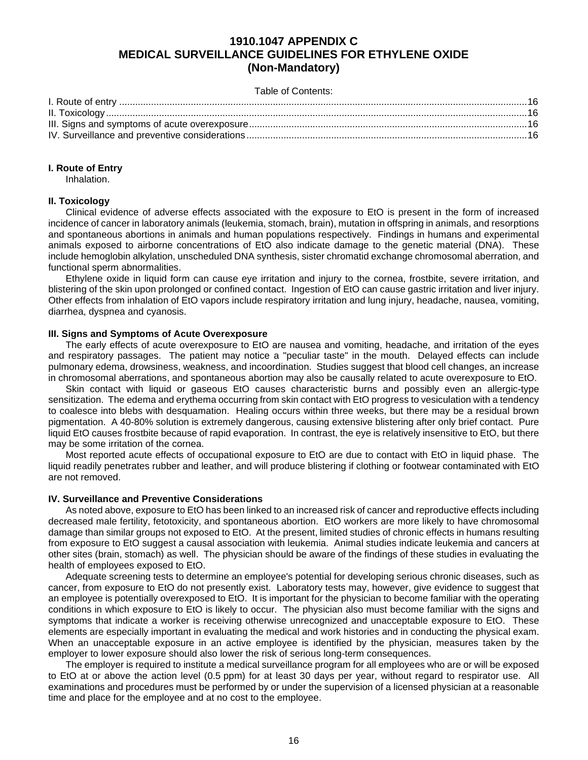# 1910.1047 APPENDIX C
# MEDICAL SURVEILLANCE GUIDELINES FOR ETHYLENE OXIDE
# (Non-Mandatory)

Table of Contents:

I. Route of entry ........................................................................ 16
II. Toxicology ........................................................................ 16
III. Signs and symptoms of acute overexposure ........................................................................ 16
IV. Surveillance and preventive considerations ........................................................................ 16

## I. Route of Entry

Inhalation.

## II. Toxicology

Clinical evidence of adverse effects associated with the exposure to EtO is present in the form of increased incidence of cancer in laboratory animals (leukemia, stomach, brain), mutation in offspring in animals, and resorptions and spontaneous abortions in animals and human populations respectively. Findings in humans and experimental animals exposed to airborne concentrations of EtO also indicate damage to the genetic material (DNA). These include hemoglobin alkylation, unscheduled DNA synthesis, sister chromatid exchange chromosomal aberration, and functional sperm abnormalities.

Ethylene oxide in liquid form can cause eye irritation and injury to the cornea, frostbite, severe irritation, and blistering of the skin upon prolonged or confined contact. Ingestion of EtO can cause gastric irritation and liver injury. Other effects from inhalation of EtO vapors include respiratory irritation and lung injury, headache, nausea, vomiting, diarrhea, dyspnea and cyanosis.

## III. Signs and Symptoms of Acute Overexposure

The early effects of acute overexposure to EtO are nausea and vomiting, headache, and irritation of the eyes and respiratory passages. The patient may notice a "peculiar taste" in the mouth. Delayed effects can include pulmonary edema, drowsiness, weakness, and incoordination. Studies suggest that blood cell changes, an increase in chromosomal aberrations, and spontaneous abortion may also be causally related to acute overexposure to EtO.

Skin contact with liquid or gaseous EtO causes characteristic burns and possibly even an allergic-type sensitization. The edema and erythema occurring from skin contact with EtO progress to vesiculation with a tendency to coalesce into blebs with desquamation. Healing occurs within three weeks, but there may be a residual brown pigmentation. A 40-80% solution is extremely dangerous, causing extensive blistering after only brief contact. Pure liquid EtO causes frostbite because of rapid evaporation. In contrast, the eye is relatively insensitive to EtO, but there may be some irritation of the cornea.

Most reported acute effects of occupational exposure to EtO are due to contact with EtO in liquid phase. The liquid readily penetrates rubber and leather, and will produce blistering if clothing or footwear contaminated with EtO are not removed.

## IV. Surveillance and Preventive Considerations

As noted above, exposure to EtO has been linked to an increased risk of cancer and reproductive effects including decreased male fertility, fetotoxicity, and spontaneous abortion. EtO workers are more likely to have chromosomal damage than similar groups not exposed to EtO. At the present, limited studies of chronic effects in humans resulting from exposure to EtO suggest a causal association with leukemia. Animal studies indicate leukemia and cancers at other sites (brain, stomach) as well. The physician should be aware of the findings of these studies in evaluating the health of employees exposed to EtO.

Adequate screening tests to determine an employee's potential for developing serious chronic diseases, such as cancer, from exposure to EtO do not presently exist. Laboratory tests may, however, give evidence to suggest that an employee is potentially overexposed to EtO. It is important for the physician to become familiar with the operating conditions in which exposure to EtO is likely to occur. The physician also must become familiar with the signs and symptoms that indicate a worker is receiving otherwise unrecognized and unacceptable exposure to EtO. These elements are especially important in evaluating the medical and work histories and in conducting the physical exam. When an unacceptable exposure in an active employee is identified by the physician, measures taken by the employer to lower exposure should also lower the risk of serious long-term consequences.

The employer is required to institute a medical surveillance program for all employees who are or will be exposed to EtO at or above the action level (0.5 ppm) for at least 30 days per year, without regard to respirator use. All examinations and procedures must be performed by or under the supervision of a licensed physician at a reasonable time and place for the employee and at no cost to the employee.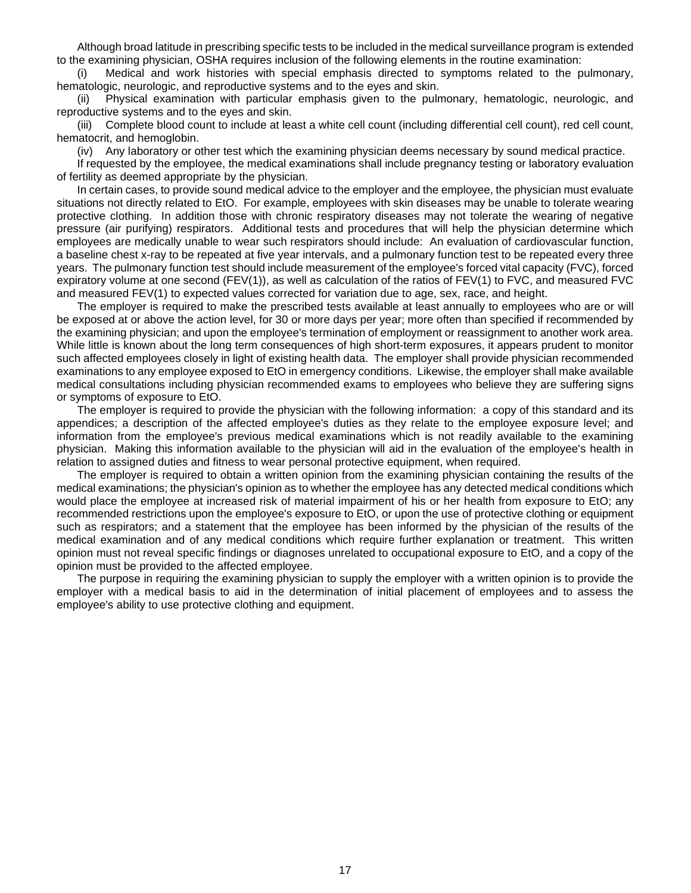Although broad latitude in prescribing specific tests to be included in the medical surveillance program is extended to the examining physician, OSHA requires inclusion of the following elements in the routine examination:

(i) Medical and work histories with special emphasis directed to symptoms related to the pulmonary, hematologic, neurologic, and reproductive systems and to the eyes and skin.

(ii) Physical examination with particular emphasis given to the pulmonary, hematologic, neurologic, and reproductive systems and to the eyes and skin.

(iii) Complete blood count to include at least a white cell count (including differential cell count), red cell count, hematocrit, and hemoglobin.

(iv) Any laboratory or other test which the examining physician deems necessary by sound medical practice.

If requested by the employee, the medical examinations shall include pregnancy testing or laboratory evaluation of fertility as deemed appropriate by the physician.

In certain cases, to provide sound medical advice to the employer and the employee, the physician must evaluate situations not directly related to EtO. For example, employees with skin diseases may be unable to tolerate wearing protective clothing. In addition those with chronic respiratory diseases may not tolerate the wearing of negative pressure (air purifying) respirators. Additional tests and procedures that will help the physician determine which employees are medically unable to wear such respirators should include: An evaluation of cardiovascular function, a baseline chest x-ray to be repeated at five year intervals, and a pulmonary function test to be repeated every three years. The pulmonary function test should include measurement of the employee's forced vital capacity (FVC), forced expiratory volume at one second (FEV(1)), as well as calculation of the ratios of FEV(1) to FVC, and measured FVC and measured FEV(1) to expected values corrected for variation due to age, sex, race, and height.

The employer is required to make the prescribed tests available at least annually to employees who are or will be exposed at or above the action level, for 30 or more days per year; more often than specified if recommended by the examining physician; and upon the employee's termination of employment or reassignment to another work area. While little is known about the long term consequences of high short-term exposures, it appears prudent to monitor such affected employees closely in light of existing health data. The employer shall provide physician recommended examinations to any employee exposed to EtO in emergency conditions. Likewise, the employer shall make available medical consultations including physician recommended exams to employees who believe they are suffering signs or symptoms of exposure to EtO.

The employer is required to provide the physician with the following information: a copy of this standard and its appendices; a description of the affected employee's duties as they relate to the employee exposure level; and information from the employee's previous medical examinations which is not readily available to the examining physician. Making this information available to the physician will aid in the evaluation of the employee's health in relation to assigned duties and fitness to wear personal protective equipment, when required.

The employer is required to obtain a written opinion from the examining physician containing the results of the medical examinations; the physician's opinion as to whether the employee has any detected medical conditions which would place the employee at increased risk of material impairment of his or her health from exposure to EtO; any recommended restrictions upon the employee's exposure to EtO, or upon the use of protective clothing or equipment such as respirators; and a statement that the employee has been informed by the physician of the results of the medical examination and of any medical conditions which require further explanation or treatment. This written opinion must not reveal specific findings or diagnoses unrelated to occupational exposure to EtO, and a copy of the opinion must be provided to the affected employee.

The purpose in requiring the examining physician to supply the employer with a written opinion is to provide the employer with a medical basis to aid in the determination of initial placement of employees and to assess the employee's ability to use protective clothing and equipment.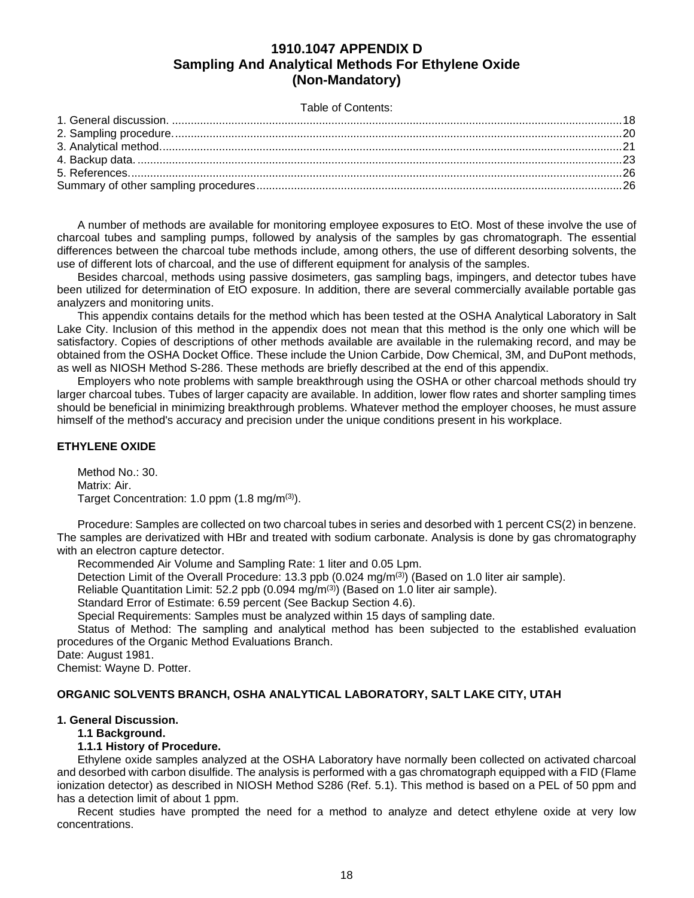# 1910.1047 APPENDIX D
# Sampling And Analytical Methods For Ethylene Oxide
# (Non-Mandatory)

Table of Contents:

| | |
|---|---|
| 1. General discussion. | 18 |
| 2. Sampling procedure. | 20 |
| 3. Analytical method. | 21 |
| 4. Backup data. | 23 |
| 5. References. | 26 |
| Summary of other sampling procedures | 26 |

A number of methods are available for monitoring employee exposures to EtO. Most of these involve the use of charcoal tubes and sampling pumps, followed by analysis of the samples by gas chromatograph. The essential differences between the charcoal tube methods include, among others, the use of different desorbing solvents, the use of different lots of charcoal, and the use of different equipment for analysis of the samples.

Besides charcoal, methods using passive dosimeters, gas sampling bags, impingers, and detector tubes have been utilized for determination of EtO exposure. In addition, there are several commercially available portable gas analyzers and monitoring units.

This appendix contains details for the method which has been tested at the OSHA Analytical Laboratory in Salt Lake City. Inclusion of this method in the appendix does not mean that this method is the only one which will be satisfactory. Copies of descriptions of other methods available are available in the rulemaking record, and may be obtained from the OSHA Docket Office. These include the Union Carbide, Dow Chemical, 3M, and DuPont methods, as well as NIOSH Method S-286. These methods are briefly described at the end of this appendix.

Employers who note problems with sample breakthrough using the OSHA or other charcoal methods should try larger charcoal tubes. Tubes of larger capacity are available. In addition, lower flow rates and shorter sampling times should be beneficial in minimizing breakthrough problems. Whatever method the employer chooses, he must assure himself of the method's accuracy and precision under the unique conditions present in his workplace.

**ETHYLENE OXIDE**

Method No.: 30.
Matrix: Air.
Target Concentration: 1.0 ppm (1.8 mg/m(3)).

Procedure: Samples are collected on two charcoal tubes in series and desorbed with 1 percent CS(2) in benzene. The samples are derivatized with HBr and treated with sodium carbonate. Analysis is done by gas chromatography with an electron capture detector.

Recommended Air Volume and Sampling Rate: 1 liter and 0.05 Lpm.

Detection Limit of the Overall Procedure: 13.3 ppb (0.024 mg/m(3)) (Based on 1.0 liter air sample).

Reliable Quantitation Limit: 52.2 ppb (0.094 mg/m(3)) (Based on 1.0 liter air sample).

Standard Error of Estimate: 6.59 percent (See Backup Section 4.6).

Special Requirements: Samples must be analyzed within 15 days of sampling date.

Status of Method: The sampling and analytical method has been subjected to the established evaluation procedures of the Organic Method Evaluations Branch.

Date: August 1981.
Chemist: Wayne D. Potter.

**ORGANIC SOLVENTS BRANCH, OSHA ANALYTICAL LABORATORY, SALT LAKE CITY, UTAH**

## 1. General Discussion.

### 1.1 Background.

#### 1.1.1 History of Procedure.

Ethylene oxide samples analyzed at the OSHA Laboratory have normally been collected on activated charcoal and desorbed with carbon disulfide. The analysis is performed with a gas chromatograph equipped with a FID (Flame ionization detector) as described in NIOSH Method S286 (Ref. 5.1). This method is based on a PEL of 50 ppm and has a detection limit of about 1 ppm.

Recent studies have prompted the need for a method to analyze and detect ethylene oxide at very low concentrations.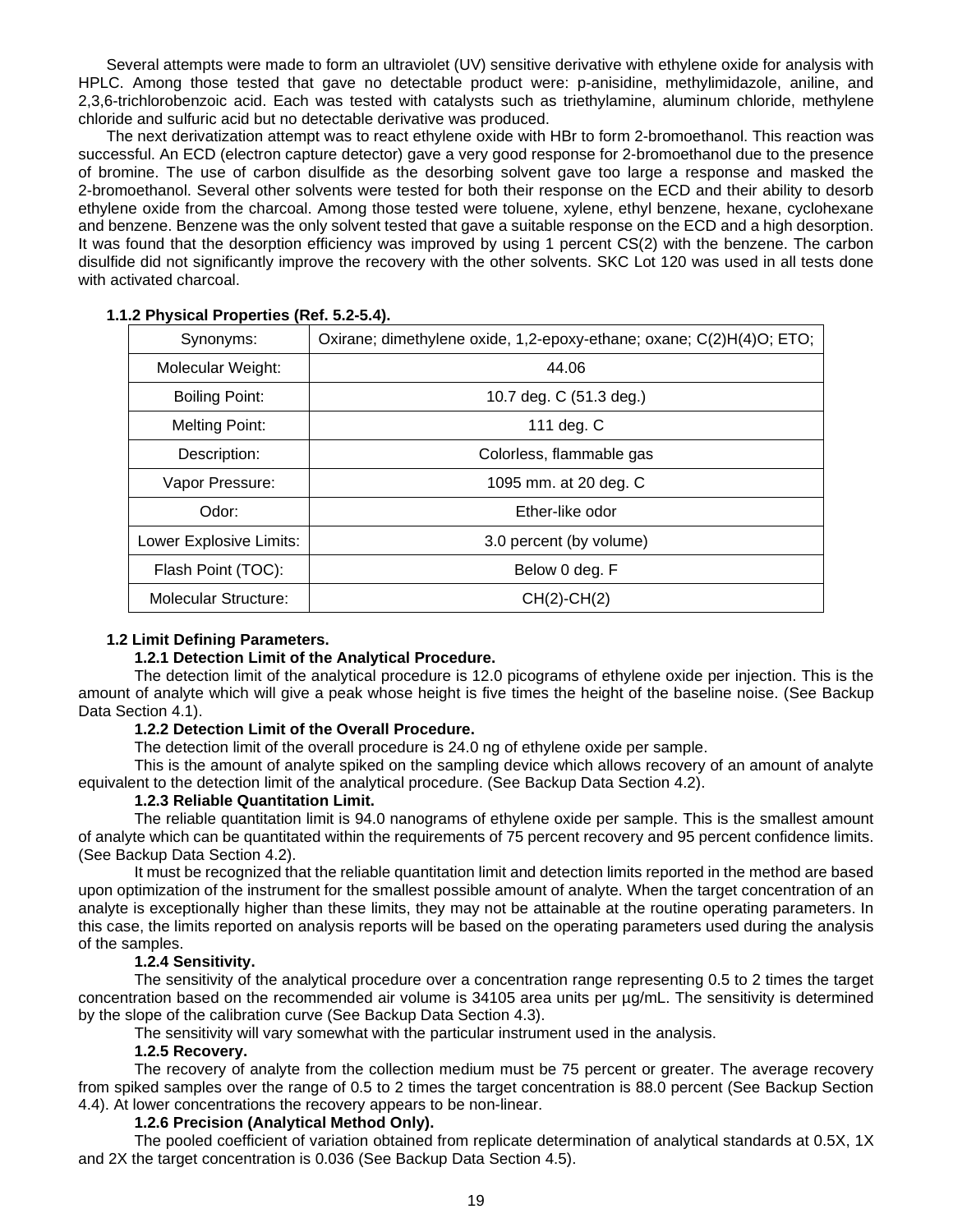Several attempts were made to form an ultraviolet (UV) sensitive derivative with ethylene oxide for analysis with HPLC. Among those tested that gave no detectable product were: p-anisidine, methylimidazole, aniline, and 2,3,6-trichlorobenzoic acid. Each was tested with catalysts such as triethylamine, aluminum chloride, methylene chloride and sulfuric acid but no detectable derivative was produced.

The next derivatization attempt was to react ethylene oxide with HBr to form 2-bromoethanol. This reaction was successful. An ECD (electron capture detector) gave a very good response for 2-bromoethanol due to the presence of bromine. The use of carbon disulfide as the desorbing solvent gave too large a response and masked the 2-bromoethanol. Several other solvents were tested for both their response on the ECD and their ability to desorb ethylene oxide from the charcoal. Among those tested were toluene, xylene, ethyl benzene, hexane, cyclohexane and benzene. Benzene was the only solvent tested that gave a suitable response on the ECD and a high desorption. It was found that the desorption efficiency was improved by using 1 percent CS(2) with the benzene. The carbon disulfide did not significantly improve the recovery with the other solvents. SKC Lot 120 was used in all tests done with activated charcoal.

**1.1.2 Physical Properties (Ref. 5.2-5.4).**

| Synonyms: | Oxirane; dimethylene oxide, 1,2-epoxy-ethane; oxane; C(2)H(4)O; ETO; |
|---|---|
| Molecular Weight: | 44.06 |
| Boiling Point: | 10.7 deg. C (51.3 deg.) |
| Melting Point: | 111 deg. C |
| Description: | Colorless, flammable gas |
| Vapor Pressure: | 1095 mm. at 20 deg. C |
| Odor: | Ether-like odor |
| Lower Explosive Limits: | 3.0 percent (by volume) |
| Flash Point (TOC): | Below 0 deg. F |
| Molecular Structure: | CH(2)-CH(2) |

**1.2 Limit Defining Parameters.**

**1.2.1 Detection Limit of the Analytical Procedure.**

The detection limit of the analytical procedure is 12.0 picograms of ethylene oxide per injection. This is the amount of analyte which will give a peak whose height is five times the height of the baseline noise. (See Backup Data Section 4.1).

**1.2.2 Detection Limit of the Overall Procedure.**

The detection limit of the overall procedure is 24.0 ng of ethylene oxide per sample.

This is the amount of analyte spiked on the sampling device which allows recovery of an amount of analyte equivalent to the detection limit of the analytical procedure. (See Backup Data Section 4.2).

**1.2.3 Reliable Quantitation Limit.**

The reliable quantitation limit is 94.0 nanograms of ethylene oxide per sample. This is the smallest amount of analyte which can be quantitated within the requirements of 75 percent recovery and 95 percent confidence limits. (See Backup Data Section 4.2).

It must be recognized that the reliable quantitation limit and detection limits reported in the method are based upon optimization of the instrument for the smallest possible amount of analyte. When the target concentration of an analyte is exceptionally higher than these limits, they may not be attainable at the routine operating parameters. In this case, the limits reported on analysis reports will be based on the operating parameters used during the analysis of the samples.

**1.2.4 Sensitivity.**

The sensitivity of the analytical procedure over a concentration range representing 0.5 to 2 times the target concentration based on the recommended air volume is 34105 area units per µg/mL. The sensitivity is determined by the slope of the calibration curve (See Backup Data Section 4.3).

The sensitivity will vary somewhat with the particular instrument used in the analysis.

**1.2.5 Recovery.**

The recovery of analyte from the collection medium must be 75 percent or greater. The average recovery from spiked samples over the range of 0.5 to 2 times the target concentration is 88.0 percent (See Backup Section 4.4). At lower concentrations the recovery appears to be non-linear.

**1.2.6 Precision (Analytical Method Only).**

The pooled coefficient of variation obtained from replicate determination of analytical standards at 0.5X, 1X and 2X the target concentration is 0.036 (See Backup Data Section 4.5).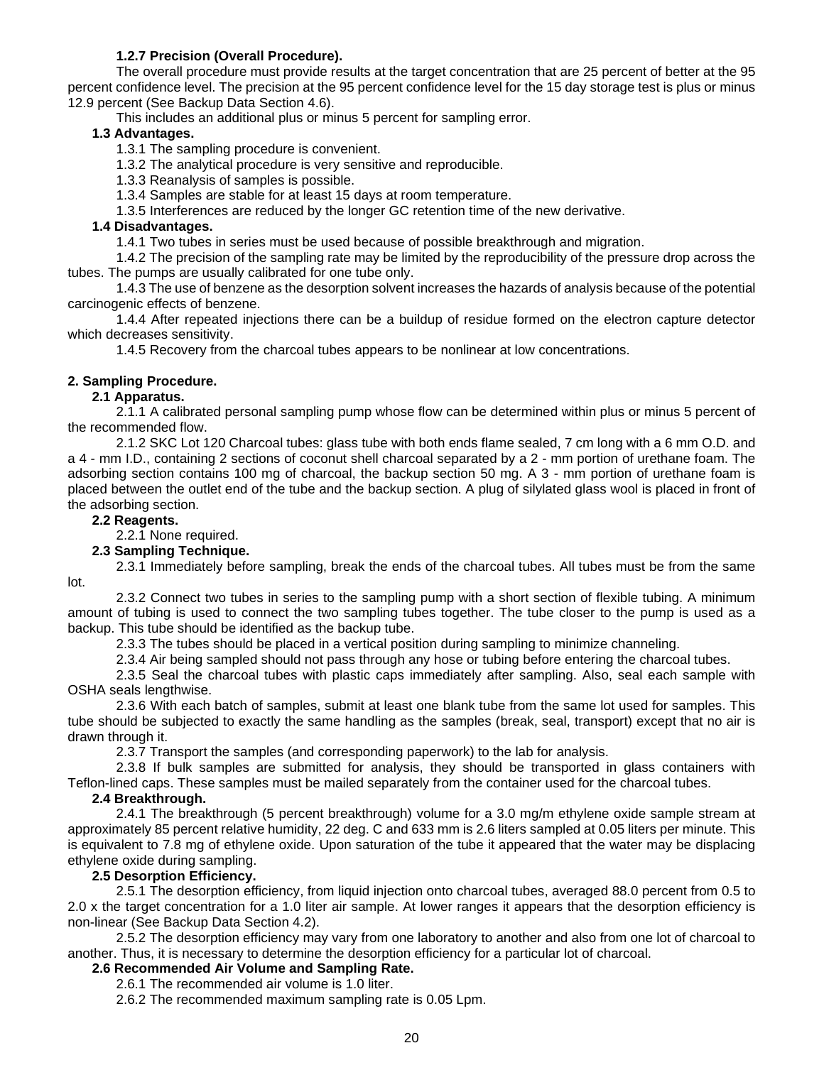**1.2.7 Precision (Overall Procedure).**

The overall procedure must provide results at the target concentration that are 25 percent of better at the 95 percent confidence level. The precision at the 95 percent confidence level for the 15 day storage test is plus or minus 12.9 percent (See Backup Data Section 4.6).

This includes an additional plus or minus 5 percent for sampling error.

**1.3 Advantages.**

1.3.1 The sampling procedure is convenient.

1.3.2 The analytical procedure is very sensitive and reproducible.

1.3.3 Reanalysis of samples is possible.

1.3.4 Samples are stable for at least 15 days at room temperature.

1.3.5 Interferences are reduced by the longer GC retention time of the new derivative.

**1.4 Disadvantages.**

1.4.1 Two tubes in series must be used because of possible breakthrough and migration.

1.4.2 The precision of the sampling rate may be limited by the reproducibility of the pressure drop across the tubes. The pumps are usually calibrated for one tube only.

1.4.3 The use of benzene as the desorption solvent increases the hazards of analysis because of the potential carcinogenic effects of benzene.

1.4.4 After repeated injections there can be a buildup of residue formed on the electron capture detector which decreases sensitivity.

1.4.5 Recovery from the charcoal tubes appears to be nonlinear at low concentrations.

**2. Sampling Procedure.**

**2.1 Apparatus.**

2.1.1 A calibrated personal sampling pump whose flow can be determined within plus or minus 5 percent of the recommended flow.

2.1.2 SKC Lot 120 Charcoal tubes: glass tube with both ends flame sealed, 7 cm long with a 6 mm O.D. and a 4 - mm I.D., containing 2 sections of coconut shell charcoal separated by a 2 - mm portion of urethane foam. The adsorbing section contains 100 mg of charcoal, the backup section 50 mg. A 3 - mm portion of urethane foam is placed between the outlet end of the tube and the backup section. A plug of silylated glass wool is placed in front of the adsorbing section.

**2.2 Reagents.**

2.2.1 None required.

**2.3 Sampling Technique.**

2.3.1 Immediately before sampling, break the ends of the charcoal tubes. All tubes must be from the same lot.

2.3.2 Connect two tubes in series to the sampling pump with a short section of flexible tubing. A minimum amount of tubing is used to connect the two sampling tubes together. The tube closer to the pump is used as a backup. This tube should be identified as the backup tube.

2.3.3 The tubes should be placed in a vertical position during sampling to minimize channeling.

2.3.4 Air being sampled should not pass through any hose or tubing before entering the charcoal tubes.

2.3.5 Seal the charcoal tubes with plastic caps immediately after sampling. Also, seal each sample with OSHA seals lengthwise.

2.3.6 With each batch of samples, submit at least one blank tube from the same lot used for samples. This tube should be subjected to exactly the same handling as the samples (break, seal, transport) except that no air is drawn through it.

2.3.7 Transport the samples (and corresponding paperwork) to the lab for analysis.

2.3.8 If bulk samples are submitted for analysis, they should be transported in glass containers with Teflon-lined caps. These samples must be mailed separately from the container used for the charcoal tubes.

**2.4 Breakthrough.**

2.4.1 The breakthrough (5 percent breakthrough) volume for a 3.0 mg/m ethylene oxide sample stream at approximately 85 percent relative humidity, 22 deg. C and 633 mm is 2.6 liters sampled at 0.05 liters per minute. This is equivalent to 7.8 mg of ethylene oxide. Upon saturation of the tube it appeared that the water may be displacing ethylene oxide during sampling.

**2.5 Desorption Efficiency.**

2.5.1 The desorption efficiency, from liquid injection onto charcoal tubes, averaged 88.0 percent from 0.5 to 2.0 x the target concentration for a 1.0 liter air sample. At lower ranges it appears that the desorption efficiency is non-linear (See Backup Data Section 4.2).

2.5.2 The desorption efficiency may vary from one laboratory to another and also from one lot of charcoal to another. Thus, it is necessary to determine the desorption efficiency for a particular lot of charcoal.

**2.6 Recommended Air Volume and Sampling Rate.**

2.6.1 The recommended air volume is 1.0 liter.

2.6.2 The recommended maximum sampling rate is 0.05 Lpm.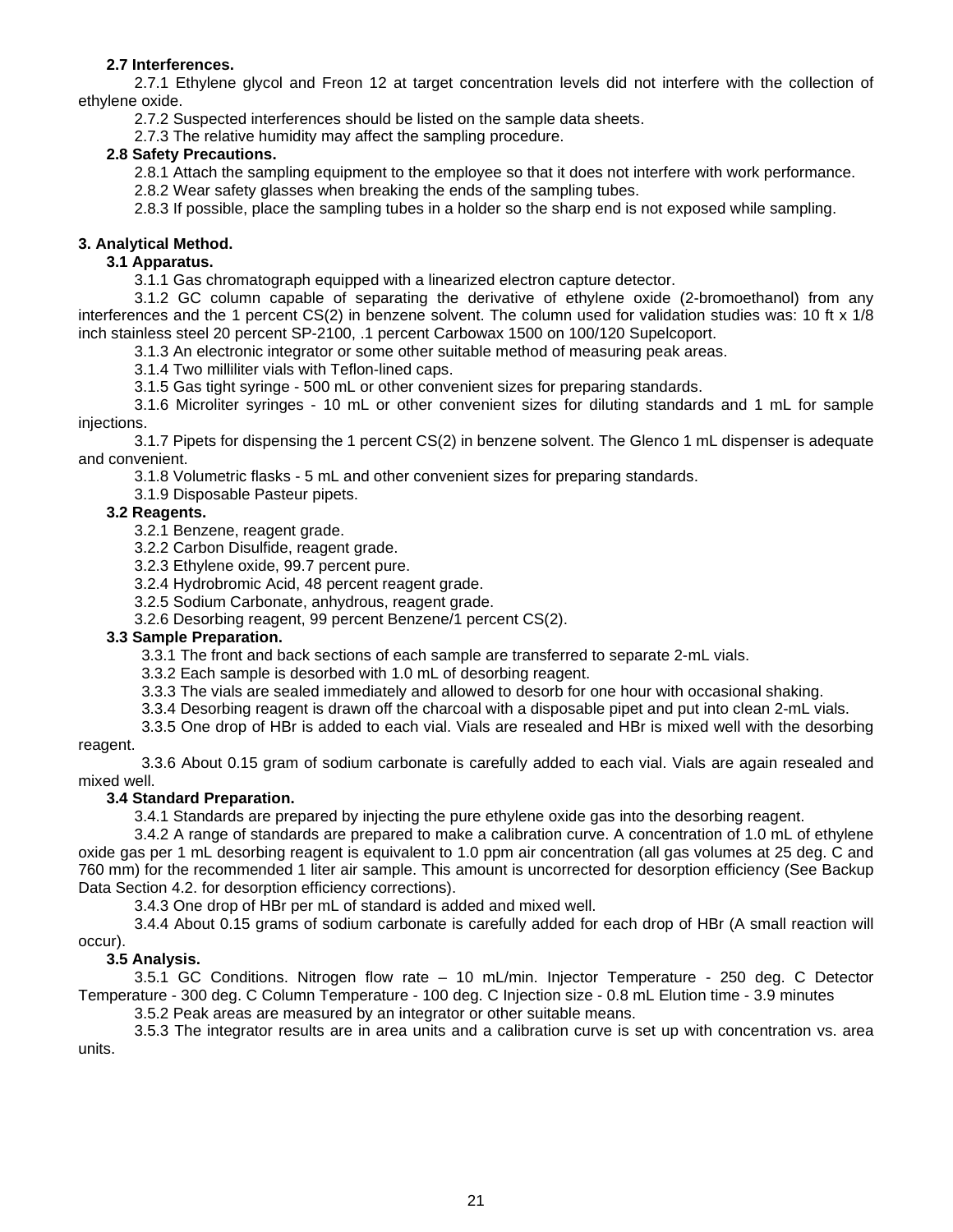**2.7 Interferences.**

2.7.1 Ethylene glycol and Freon 12 at target concentration levels did not interfere with the collection of ethylene oxide.

2.7.2 Suspected interferences should be listed on the sample data sheets.

2.7.3 The relative humidity may affect the sampling procedure.

**2.8 Safety Precautions.**

2.8.1 Attach the sampling equipment to the employee so that it does not interfere with work performance.

2.8.2 Wear safety glasses when breaking the ends of the sampling tubes.

2.8.3 If possible, place the sampling tubes in a holder so the sharp end is not exposed while sampling.

**3. Analytical Method.**

**3.1 Apparatus.**

3.1.1 Gas chromatograph equipped with a linearized electron capture detector.

3.1.2 GC column capable of separating the derivative of ethylene oxide (2-bromoethanol) from any interferences and the 1 percent CS(2) in benzene solvent. The column used for validation studies was: 10 ft x 1/8 inch stainless steel 20 percent SP-2100, .1 percent Carbowax 1500 on 100/120 Supelcoport.

3.1.3 An electronic integrator or some other suitable method of measuring peak areas.

3.1.4 Two milliliter vials with Teflon-lined caps.

3.1.5 Gas tight syringe - 500 mL or other convenient sizes for preparing standards.

3.1.6 Microliter syringes - 10 mL or other convenient sizes for diluting standards and 1 mL for sample injections.

3.1.7 Pipets for dispensing the 1 percent CS(2) in benzene solvent. The Glenco 1 mL dispenser is adequate and convenient.

3.1.8 Volumetric flasks - 5 mL and other convenient sizes for preparing standards.

3.1.9 Disposable Pasteur pipets.

**3.2 Reagents.**

3.2.1 Benzene, reagent grade.

3.2.2 Carbon Disulfide, reagent grade.

3.2.3 Ethylene oxide, 99.7 percent pure.

3.2.4 Hydrobromic Acid, 48 percent reagent grade.

3.2.5 Sodium Carbonate, anhydrous, reagent grade.

3.2.6 Desorbing reagent, 99 percent Benzene/1 percent CS(2).

**3.3 Sample Preparation.**

3.3.1 The front and back sections of each sample are transferred to separate 2-mL vials.

3.3.2 Each sample is desorbed with 1.0 mL of desorbing reagent.

3.3.3 The vials are sealed immediately and allowed to desorb for one hour with occasional shaking.

3.3.4 Desorbing reagent is drawn off the charcoal with a disposable pipet and put into clean 2-mL vials.

3.3.5 One drop of HBr is added to each vial. Vials are resealed and HBr is mixed well with the desorbing reagent.

3.3.6 About 0.15 gram of sodium carbonate is carefully added to each vial. Vials are again resealed and mixed well.

**3.4 Standard Preparation.**

3.4.1 Standards are prepared by injecting the pure ethylene oxide gas into the desorbing reagent.

3.4.2 A range of standards are prepared to make a calibration curve. A concentration of 1.0 mL of ethylene oxide gas per 1 mL desorbing reagent is equivalent to 1.0 ppm air concentration (all gas volumes at 25 deg. C and 760 mm) for the recommended 1 liter air sample. This amount is uncorrected for desorption efficiency (See Backup Data Section 4.2. for desorption efficiency corrections).

3.4.3 One drop of HBr per mL of standard is added and mixed well.

3.4.4 About 0.15 grams of sodium carbonate is carefully added for each drop of HBr (A small reaction will occur).

**3.5 Analysis.**

3.5.1 GC Conditions. Nitrogen flow rate – 10 mL/min. Injector Temperature - 250 deg. C Detector Temperature - 300 deg. C Column Temperature - 100 deg. C Injection size - 0.8 mL Elution time - 3.9 minutes

3.5.2 Peak areas are measured by an integrator or other suitable means.

3.5.3 The integrator results are in area units and a calibration curve is set up with concentration vs. area units.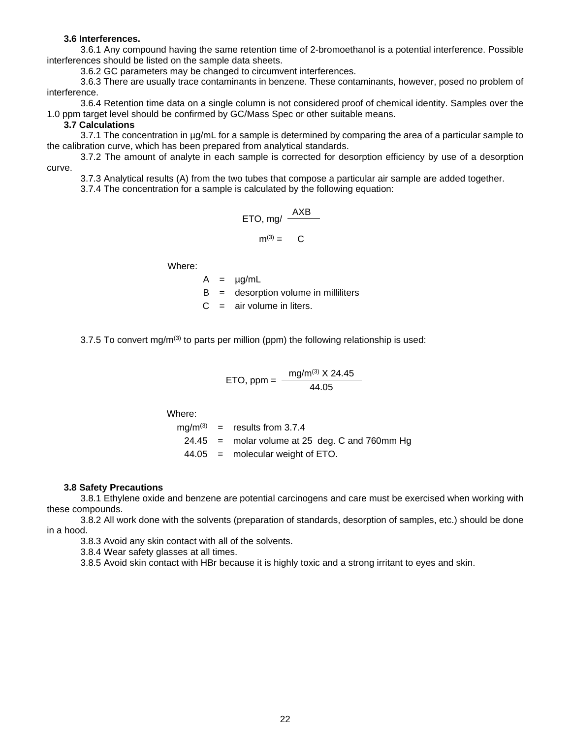**3.6 Interferences.**

3.6.1 Any compound having the same retention time of 2-bromoethanol is a potential interference. Possible interferences should be listed on the sample data sheets.

3.6.2 GC parameters may be changed to circumvent interferences.

3.6.3 There are usually trace contaminants in benzene. These contaminants, however, posed no problem of interference.

3.6.4 Retention time data on a single column is not considered proof of chemical identity. Samples over the 1.0 ppm target level should be confirmed by GC/Mass Spec or other suitable means.

**3.7 Calculations**

3.7.1 The concentration in µg/mL for a sample is determined by comparing the area of a particular sample to the calibration curve, which has been prepared from analytical standards.

3.7.2 The amount of analyte in each sample is corrected for desorption efficiency by use of a desorption curve.

3.7.3 Analytical results (A) from the two tubes that compose a particular air sample are added together.

3.7.4 The concentration for a sample is calculated by the following equation:

$$\text{ETO, mg/m}^{(3)} = \frac{A X B}{C}$$

Where:

A = µg/mL
B = desorption volume in milliliters
C = air volume in liters.

3.7.5 To convert mg/m$^{(3)}$ to parts per million (ppm) the following relationship is used:

$$\text{ETO, ppm} = \frac{\text{mg/m}^{(3)} \text{ X } 24.45}{44.05}$$

Where:

mg/m$^{(3)}$ = results from 3.7.4
24.45 = molar volume at 25 deg. C and 760mm Hg
44.05 = molecular weight of ETO.

**3.8 Safety Precautions**

3.8.1 Ethylene oxide and benzene are potential carcinogens and care must be exercised when working with these compounds.

3.8.2 All work done with the solvents (preparation of standards, desorption of samples, etc.) should be done in a hood.

3.8.3 Avoid any skin contact with all of the solvents.

3.8.4 Wear safety glasses at all times.

3.8.5 Avoid skin contact with HBr because it is highly toxic and a strong irritant to eyes and skin.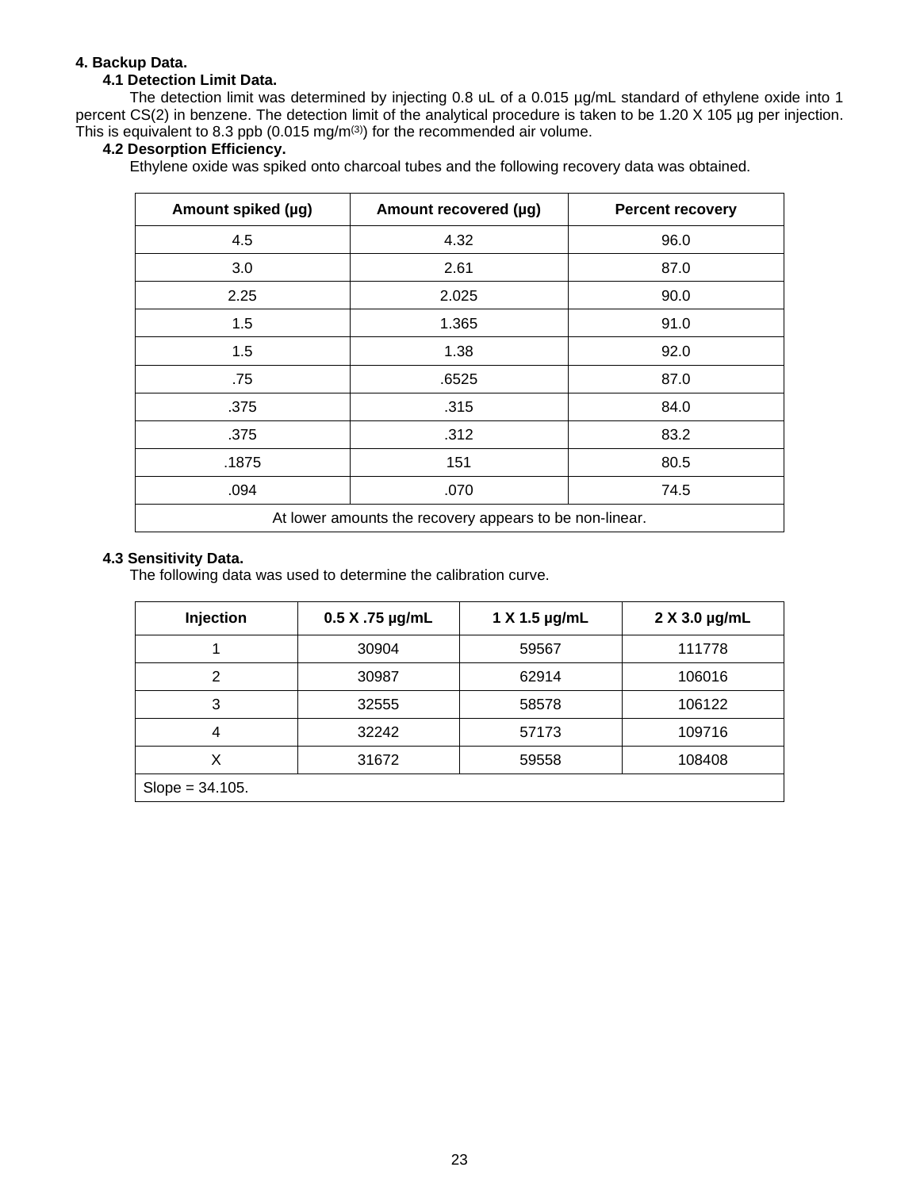# 4. Backup Data.

## 4.1 Detection Limit Data.

The detection limit was determined by injecting 0.8 uL of a 0.015 µg/mL standard of ethylene oxide into 1 percent CS(2) in benzene. The detection limit of the analytical procedure is taken to be 1.20 X 105 µg per injection. This is equivalent to 8.3 ppb (0.015 mg/m(3)) for the recommended air volume.

## 4.2 Desorption Efficiency.

Ethylene oxide was spiked onto charcoal tubes and the following recovery data was obtained.

| Amount spiked (µg) | Amount recovered (µg) | Percent recovery |
|---|---|---|
| 4.5 | 4.32 | 96.0 |
| 3.0 | 2.61 | 87.0 |
| 2.25 | 2.025 | 90.0 |
| 1.5 | 1.365 | 91.0 |
| 1.5 | 1.38 | 92.0 |
| .75 | .6525 | 87.0 |
| .375 | .315 | 84.0 |
| .375 | .312 | 83.2 |
| .1875 | 151 | 80.5 |
| .094 | .070 | 74.5 |
| At lower amounts the recovery appears to be non-linear. | | |

## 4.3 Sensitivity Data.

The following data was used to determine the calibration curve.

| Injection | 0.5 X .75 µg/mL | 1 X 1.5 µg/mL | 2 X 3.0 µg/mL |
|---|---|---|---|
| 1 | 30904 | 59567 | 111778 |
| 2 | 30987 | 62914 | 106016 |
| 3 | 32555 | 58578 | 106122 |
| 4 | 32242 | 57173 | 109716 |
| X | 31672 | 59558 | 108408 |
| Slope = 34.105. | | | |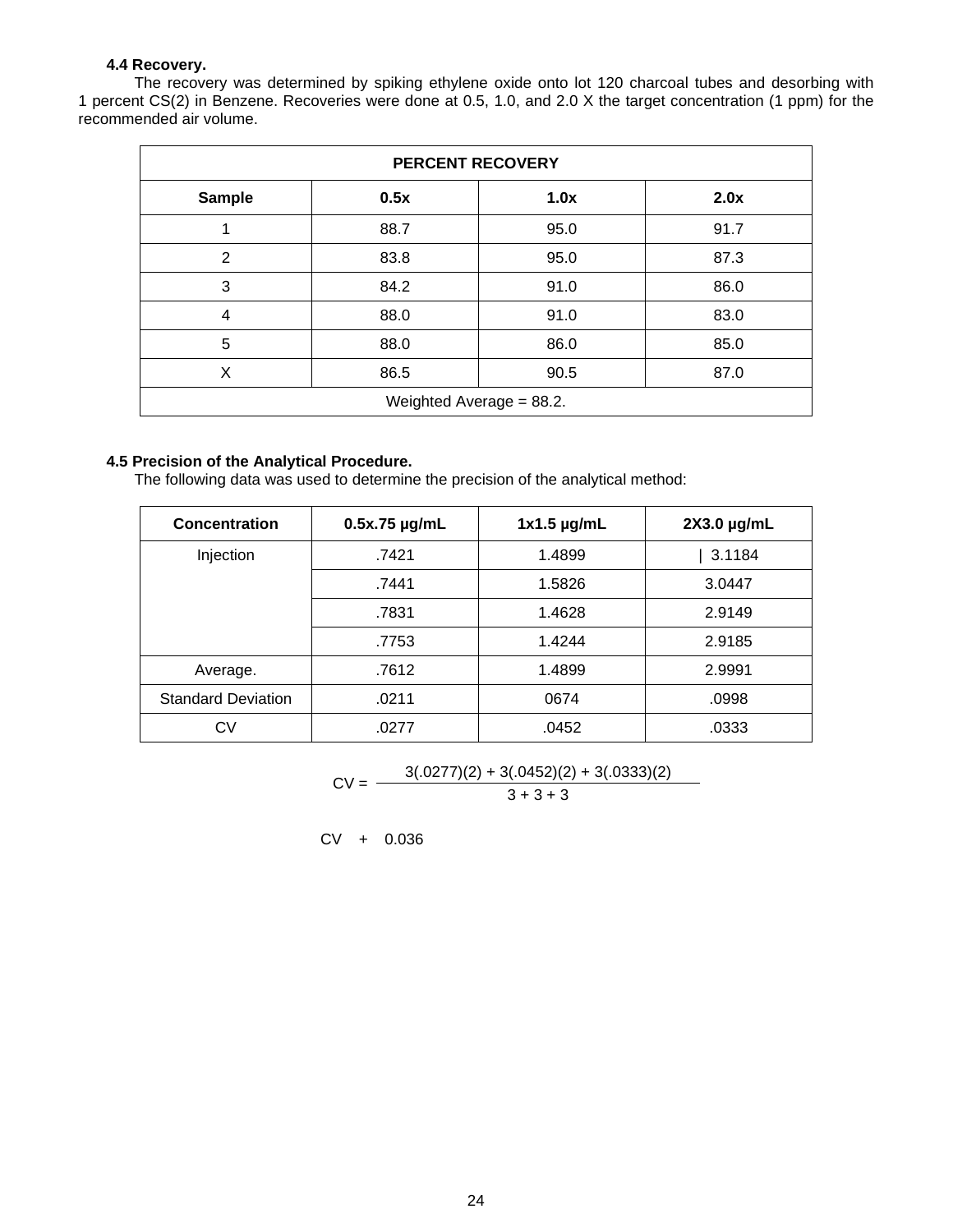**4.4 Recovery.**

The recovery was determined by spiking ethylene oxide onto lot 120 charcoal tubes and desorbing with 1 percent CS(2) in Benzene. Recoveries were done at 0.5, 1.0, and 2.0 X the target concentration (1 ppm) for the recommended air volume.

| PERCENT RECOVERY | | | |
|---|---|---|---|
| **Sample** | **0.5x** | **1.0x** | **2.0x** |
| 1 | 88.7 | 95.0 | 91.7 |
| 2 | 83.8 | 95.0 | 87.3 |
| 3 | 84.2 | 91.0 | 86.0 |
| 4 | 88.0 | 91.0 | 83.0 |
| 5 | 88.0 | 86.0 | 85.0 |
| X | 86.5 | 90.5 | 87.0 |
| Weighted Average = 88.2. | | | |

**4.5 Precision of the Analytical Procedure.**

The following data was used to determine the precision of the analytical method:

| Concentration | 0.5x.75 µg/mL | 1x1.5 µg/mL | 2X3.0 µg/mL |
|---|---|---|---|
| Injection | .7421 | 1.4899 | \| 3.1184 |
| | .7441 | 1.5826 | 3.0447 |
| | .7831 | 1.4628 | 2.9149 |
| | .7753 | 1.4244 | 2.9185 |
| Average. | .7612 | 1.4899 | 2.9991 |
| Standard Deviation | .0211 | 0674 | .0998 |
| CV | .0277 | .0452 | .0333 |

$$CV = \frac{3(.0277)(2) + 3(.0452)(2) + 3(.0333)(2)}{3 + 3 + 3}$$

CV + 0.036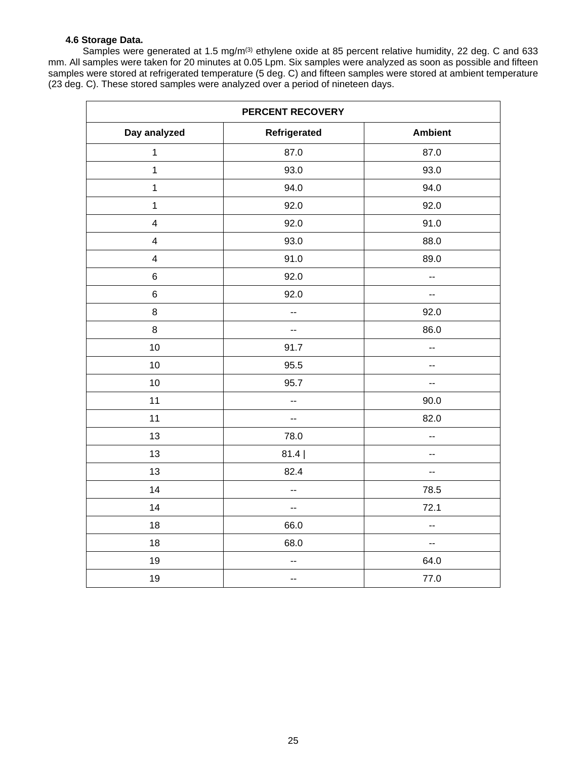#### 4.6 Storage Data.

Samples were generated at 1.5 mg/m(3) ethylene oxide at 85 percent relative humidity, 22 deg. C and 633 mm. All samples were taken for 20 minutes at 0.05 Lpm. Six samples were analyzed as soon as possible and fifteen samples were stored at refrigerated temperature (5 deg. C) and fifteen samples were stored at ambient temperature (23 deg. C). These stored samples were analyzed over a period of nineteen days.

| PERCENT RECOVERY | | |
|---|---|---|
| **Day analyzed** | **Refrigerated** | **Ambient** |
| 1 | 87.0 | 87.0 |
| 1 | 93.0 | 93.0 |
| 1 | 94.0 | 94.0 |
| 1 | 92.0 | 92.0 |
| 4 | 92.0 | 91.0 |
| 4 | 93.0 | 88.0 |
| 4 | 91.0 | 89.0 |
| 6 | 92.0 | -- |
| 6 | 92.0 | -- |
| 8 | -- | 92.0 |
| 8 | -- | 86.0 |
| 10 | 91.7 | -- |
| 10 | 95.5 | -- |
| 10 | 95.7 | -- |
| 11 | -- | 90.0 |
| 11 | -- | 82.0 |
| 13 | 78.0 | -- |
| 13 | 81.4 | | -- |
| 13 | 82.4 | -- |
| 14 | -- | 78.5 |
| 14 | -- | 72.1 |
| 18 | 66.0 | -- |
| 18 | 68.0 | -- |
| 19 | -- | 64.0 |
| 19 | -- | 77.0 |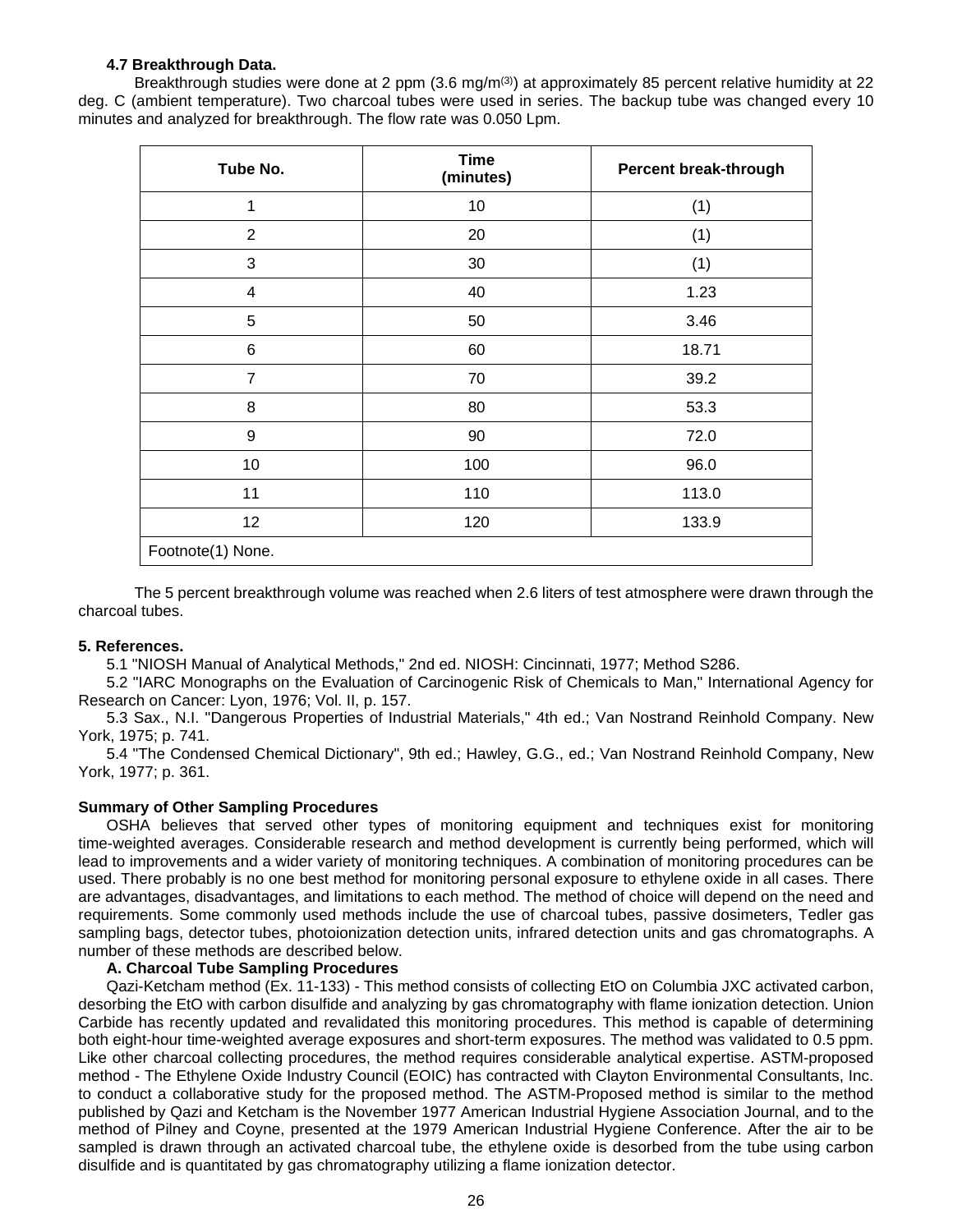**4.7 Breakthrough Data.**

Breakthrough studies were done at 2 ppm (3.6 mg/m(3)) at approximately 85 percent relative humidity at 22 deg. C (ambient temperature). Two charcoal tubes were used in series. The backup tube was changed every 10 minutes and analyzed for breakthrough. The flow rate was 0.050 Lpm.

| Tube No. | Time (minutes) | Percent break-through |
|---|---|---|
| 1 | 10 | (1) |
| 2 | 20 | (1) |
| 3 | 30 | (1) |
| 4 | 40 | 1.23 |
| 5 | 50 | 3.46 |
| 6 | 60 | 18.71 |
| 7 | 70 | 39.2 |
| 8 | 80 | 53.3 |
| 9 | 90 | 72.0 |
| 10 | 100 | 96.0 |
| 11 | 110 | 113.0 |
| 12 | 120 | 133.9 |
| Footnote(1) None. | | |

The 5 percent breakthrough volume was reached when 2.6 liters of test atmosphere were drawn through the charcoal tubes.

**5. References.**

5.1 "NIOSH Manual of Analytical Methods," 2nd ed. NIOSH: Cincinnati, 1977; Method S286.

5.2 "IARC Monographs on the Evaluation of Carcinogenic Risk of Chemicals to Man," International Agency for Research on Cancer: Lyon, 1976; Vol. II, p. 157.

5.3 Sax., N.I. "Dangerous Properties of Industrial Materials," 4th ed.; Van Nostrand Reinhold Company. New York, 1975; p. 741.

5.4 "The Condensed Chemical Dictionary", 9th ed.; Hawley, G.G., ed.; Van Nostrand Reinhold Company, New York, 1977; p. 361.

**Summary of Other Sampling Procedures**

OSHA believes that served other types of monitoring equipment and techniques exist for monitoring time-weighted averages. Considerable research and method development is currently being performed, which will lead to improvements and a wider variety of monitoring techniques. A combination of monitoring procedures can be used. There probably is no one best method for monitoring personal exposure to ethylene oxide in all cases. There are advantages, disadvantages, and limitations to each method. The method of choice will depend on the need and requirements. Some commonly used methods include the use of charcoal tubes, passive dosimeters, Tedler gas sampling bags, detector tubes, photoionization detection units, infrared detection units and gas chromatographs. A number of these methods are described below.

**A. Charcoal Tube Sampling Procedures**

Qazi-Ketcham method (Ex. 11-133) - This method consists of collecting EtO on Columbia JXC activated carbon, desorbing the EtO with carbon disulfide and analyzing by gas chromatography with flame ionization detection. Union Carbide has recently updated and revalidated this monitoring procedures. This method is capable of determining both eight-hour time-weighted average exposures and short-term exposures. The method was validated to 0.5 ppm. Like other charcoal collecting procedures, the method requires considerable analytical expertise. ASTM-proposed method - The Ethylene Oxide Industry Council (EOIC) has contracted with Clayton Environmental Consultants, Inc. to conduct a collaborative study for the proposed method. The ASTM-Proposed method is similar to the method published by Qazi and Ketcham is the November 1977 American Industrial Hygiene Association Journal, and to the method of Pilney and Coyne, presented at the 1979 American Industrial Hygiene Conference. After the air to be sampled is drawn through an activated charcoal tube, the ethylene oxide is desorbed from the tube using carbon disulfide and is quantitated by gas chromatography utilizing a flame ionization detector.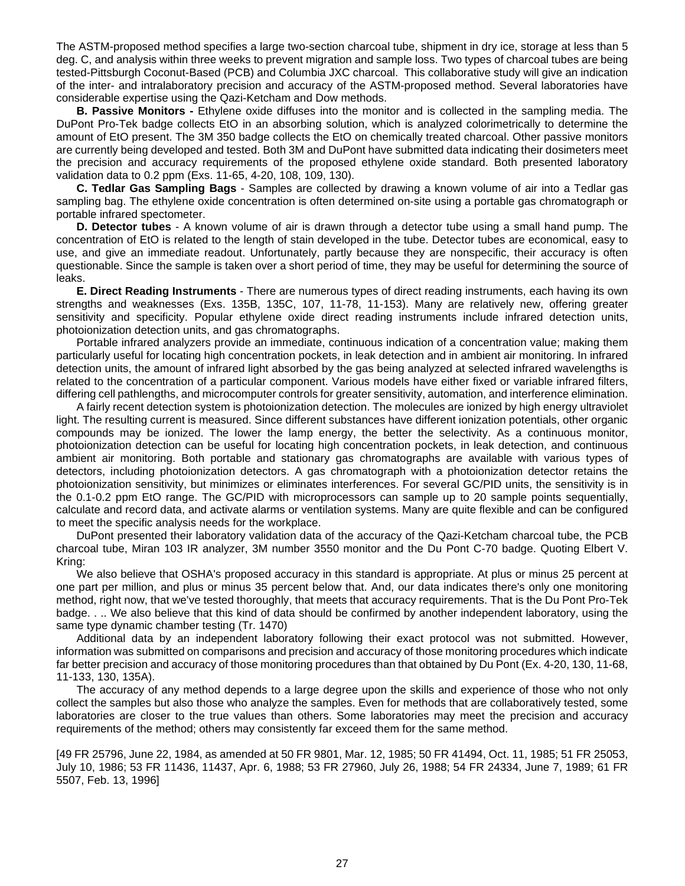The ASTM-proposed method specifies a large two-section charcoal tube, shipment in dry ice, storage at less than 5 deg. C, and analysis within three weeks to prevent migration and sample loss. Two types of charcoal tubes are being tested-Pittsburgh Coconut-Based (PCB) and Columbia JXC charcoal. This collaborative study will give an indication of the inter- and intralaboratory precision and accuracy of the ASTM-proposed method. Several laboratories have considerable expertise using the Qazi-Ketcham and Dow methods.

**B. Passive Monitors -** Ethylene oxide diffuses into the monitor and is collected in the sampling media. The DuPont Pro-Tek badge collects EtO in an absorbing solution, which is analyzed colorimetrically to determine the amount of EtO present. The 3M 350 badge collects the EtO on chemically treated charcoal. Other passive monitors are currently being developed and tested. Both 3M and DuPont have submitted data indicating their dosimeters meet the precision and accuracy requirements of the proposed ethylene oxide standard. Both presented laboratory validation data to 0.2 ppm (Exs. 11-65, 4-20, 108, 109, 130).

**C. Tedlar Gas Sampling Bags** - Samples are collected by drawing a known volume of air into a Tedlar gas sampling bag. The ethylene oxide concentration is often determined on-site using a portable gas chromatograph or portable infrared spectometer.

**D. Detector tubes** - A known volume of air is drawn through a detector tube using a small hand pump. The concentration of EtO is related to the length of stain developed in the tube. Detector tubes are economical, easy to use, and give an immediate readout. Unfortunately, partly because they are nonspecific, their accuracy is often questionable. Since the sample is taken over a short period of time, they may be useful for determining the source of leaks.

**E. Direct Reading Instruments** - There are numerous types of direct reading instruments, each having its own strengths and weaknesses (Exs. 135B, 135C, 107, 11-78, 11-153). Many are relatively new, offering greater sensitivity and specificity. Popular ethylene oxide direct reading instruments include infrared detection units, photoionization detection units, and gas chromatographs.

Portable infrared analyzers provide an immediate, continuous indication of a concentration value; making them particularly useful for locating high concentration pockets, in leak detection and in ambient air monitoring. In infrared detection units, the amount of infrared light absorbed by the gas being analyzed at selected infrared wavelengths is related to the concentration of a particular component. Various models have either fixed or variable infrared filters, differing cell pathlengths, and microcomputer controls for greater sensitivity, automation, and interference elimination.

A fairly recent detection system is photoionization detection. The molecules are ionized by high energy ultraviolet light. The resulting current is measured. Since different substances have different ionization potentials, other organic compounds may be ionized. The lower the lamp energy, the better the selectivity. As a continuous monitor, photoionization detection can be useful for locating high concentration pockets, in leak detection, and continuous ambient air monitoring. Both portable and stationary gas chromatographs are available with various types of detectors, including photoionization detectors. A gas chromatograph with a photoionization detector retains the photoionization sensitivity, but minimizes or eliminates interferences. For several GC/PID units, the sensitivity is in the 0.1-0.2 ppm EtO range. The GC/PID with microprocessors can sample up to 20 sample points sequentially, calculate and record data, and activate alarms or ventilation systems. Many are quite flexible and can be configured to meet the specific analysis needs for the workplace.

DuPont presented their laboratory validation data of the accuracy of the Qazi-Ketcham charcoal tube, the PCB charcoal tube, Miran 103 IR analyzer, 3M number 3550 monitor and the Du Pont C-70 badge. Quoting Elbert V. Kring:

We also believe that OSHA's proposed accuracy in this standard is appropriate. At plus or minus 25 percent at one part per million, and plus or minus 35 percent below that. And, our data indicates there's only one monitoring method, right now, that we've tested thoroughly, that meets that accuracy requirements. That is the Du Pont Pro-Tek badge. . .. We also believe that this kind of data should be confirmed by another independent laboratory, using the same type dynamic chamber testing (Tr. 1470)

Additional data by an independent laboratory following their exact protocol was not submitted. However, information was submitted on comparisons and precision and accuracy of those monitoring procedures which indicate far better precision and accuracy of those monitoring procedures than that obtained by Du Pont (Ex. 4-20, 130, 11-68, 11-133, 130, 135A).

The accuracy of any method depends to a large degree upon the skills and experience of those who not only collect the samples but also those who analyze the samples. Even for methods that are collaboratively tested, some laboratories are closer to the true values than others. Some laboratories may meet the precision and accuracy requirements of the method; others may consistently far exceed them for the same method.

[49 FR 25796, June 22, 1984, as amended at 50 FR 9801, Mar. 12, 1985; 50 FR 41494, Oct. 11, 1985; 51 FR 25053, July 10, 1986; 53 FR 11436, 11437, Apr. 6, 1988; 53 FR 27960, July 26, 1988; 54 FR 24334, June 7, 1989; 61 FR 5507, Feb. 13, 1996]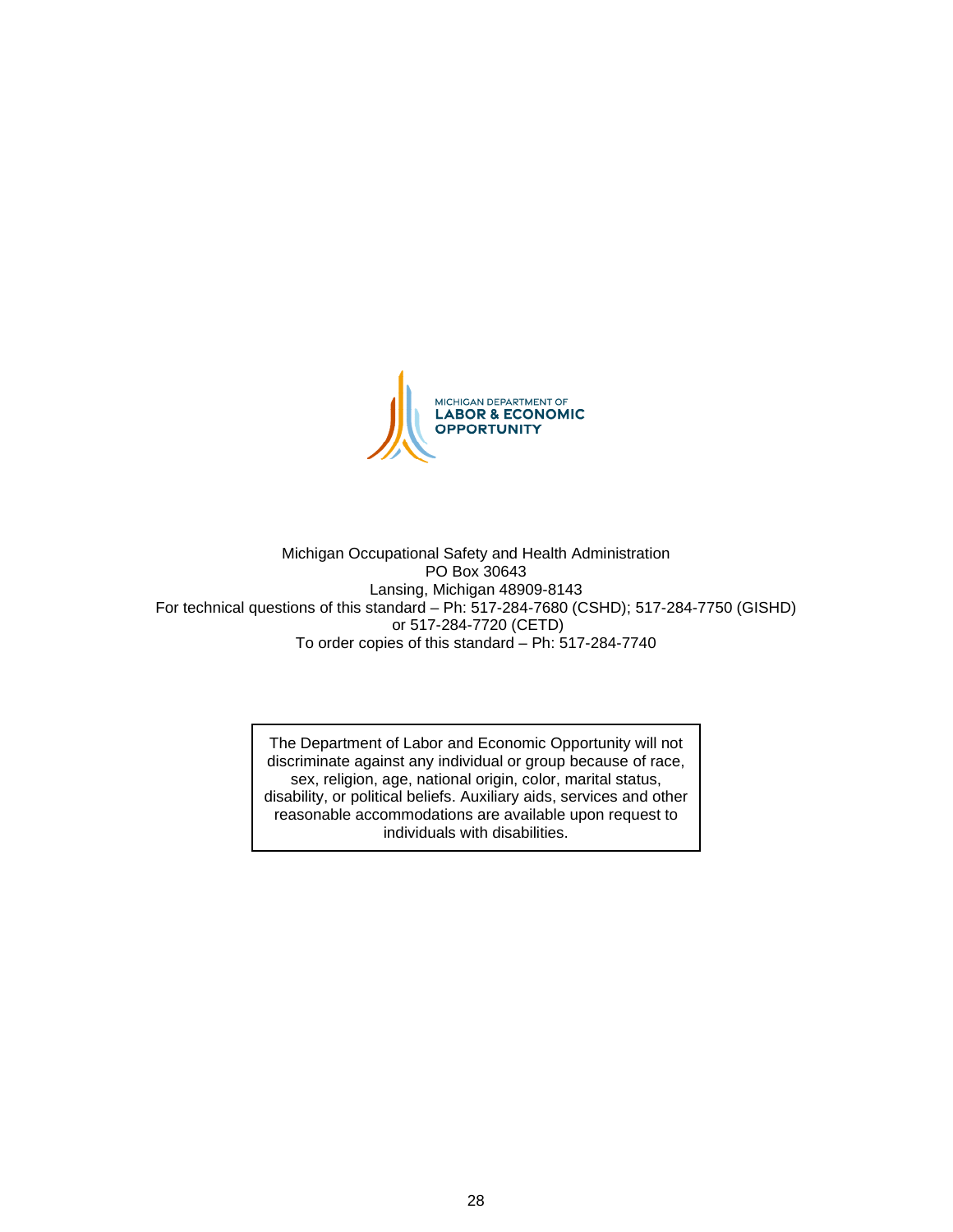MICHIGAN DEPARTMENT OF
LABOR & ECONOMIC
OPPORTUNITY

Michigan Occupational Safety and Health Administration
PO Box 30643
Lansing, Michigan 48909-8143
For technical questions of this standard – Ph: 517-284-7680 (CSHD); 517-284-7750 (GISHD)
or 517-284-7720 (CETD)
To order copies of this standard – Ph: 517-284-7740

The Department of Labor and Economic Opportunity will not discriminate against any individual or group because of race, sex, religion, age, national origin, color, marital status, disability, or political beliefs. Auxiliary aids, services and other reasonable accommodations are available upon request to individuals with disabilities.